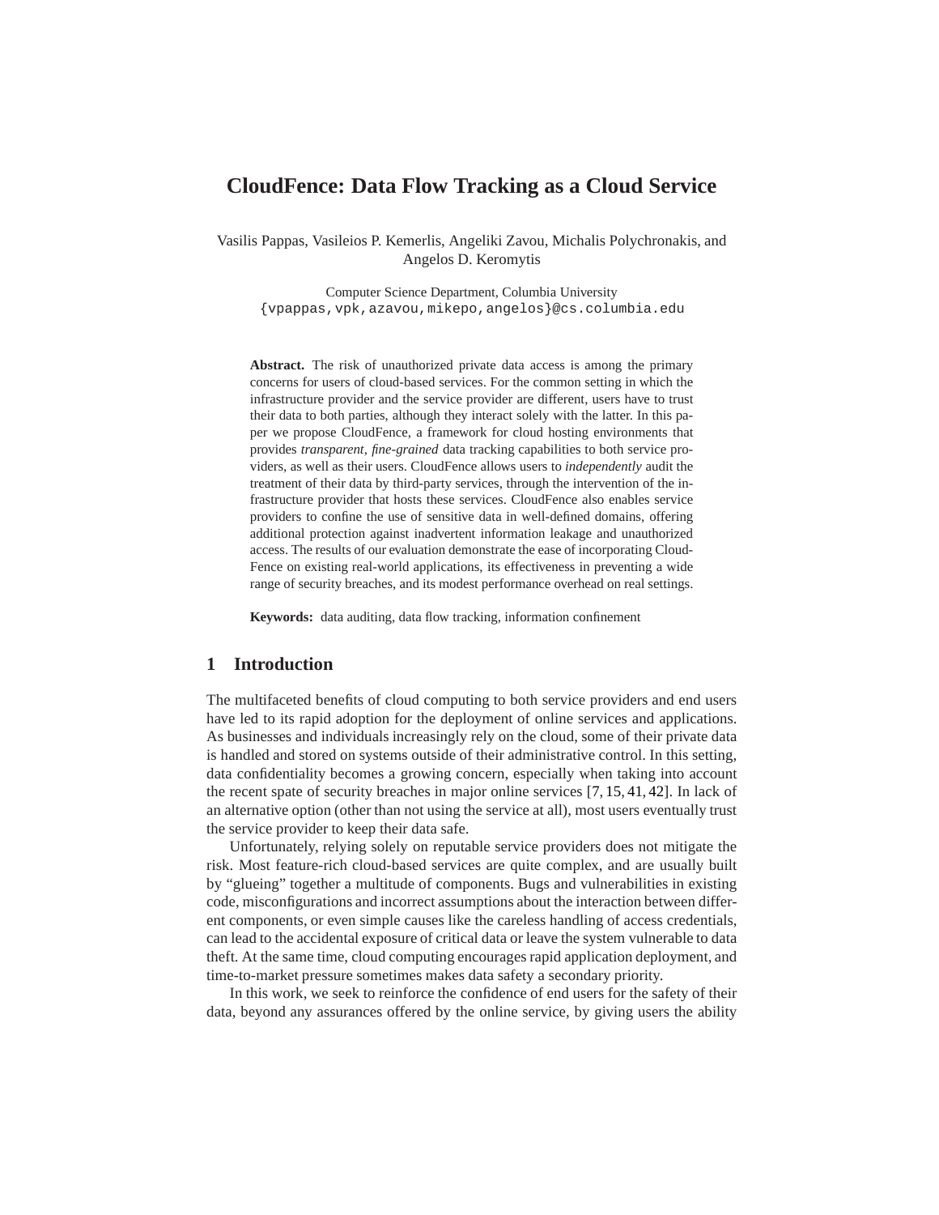# CloudFence: Data Flow Tracking as a Cloud Service

Vasilis Pappas, Vasileios P. Kemerlis, Angeliki Zavou, Michalis Polychronakis, and Angelos D. Keromytis

Computer Science Department, Columbia University
{vpappas,vpk,azavou,mikepo,angelos}@cs.columbia.edu

**Abstract.** The risk of unauthorized private data access is among the primary concerns for users of cloud-based services. For the common setting in which the infrastructure provider and the service provider are different, users have to trust their data to both parties, although they interact solely with the latter. In this paper we propose CloudFence, a framework for cloud hosting environments that provides *transparent*, *fine-grained* data tracking capabilities to both service providers, as well as their users. CloudFence allows users to *independently* audit the treatment of their data by third-party services, through the intervention of the infrastructure provider that hosts these services. CloudFence also enables service providers to confine the use of sensitive data in well-defined domains, offering additional protection against inadvertent information leakage and unauthorized access. The results of our evaluation demonstrate the ease of incorporating CloudFence on existing real-world applications, its effectiveness in preventing a wide range of security breaches, and its modest performance overhead on real settings.

**Keywords:** data auditing, data flow tracking, information confinement

## 1 Introduction

The multifaceted benefits of cloud computing to both service providers and end users have led to its rapid adoption for the deployment of online services and applications. As businesses and individuals increasingly rely on the cloud, some of their private data is handled and stored on systems outside of their administrative control. In this setting, data confidentiality becomes a growing concern, especially when taking into account the recent spate of security breaches in major online services [7, 15, 41, 42]. In lack of an alternative option (other than not using the service at all), most users eventually trust the service provider to keep their data safe.

Unfortunately, relying solely on reputable service providers does not mitigate the risk. Most feature-rich cloud-based services are quite complex, and are usually built by "glueing" together a multitude of components. Bugs and vulnerabilities in existing code, misconfigurations and incorrect assumptions about the interaction between different components, or even simple causes like the careless handling of access credentials, can lead to the accidental exposure of critical data or leave the system vulnerable to data theft. At the same time, cloud computing encourages rapid application deployment, and time-to-market pressure sometimes makes data safety a secondary priority.

In this work, we seek to reinforce the confidence of end users for the safety of their data, beyond any assurances offered by the online service, by giving users the ability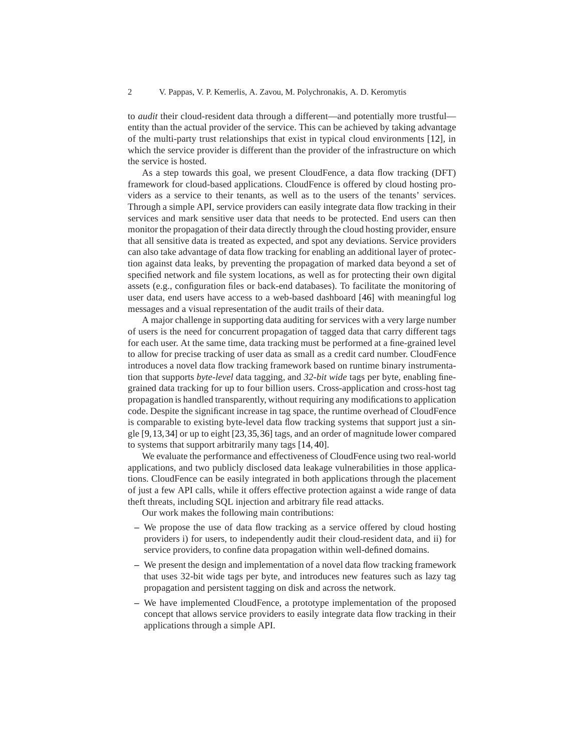to *audit* their cloud-resident data through a different—and potentially more trustful—entity than the actual provider of the service. This can be achieved by taking advantage of the multi-party trust relationships that exist in typical cloud environments [12], in which the service provider is different than the provider of the infrastructure on which the service is hosted.

As a step towards this goal, we present CloudFence, a data flow tracking (DFT) framework for cloud-based applications. CloudFence is offered by cloud hosting providers as a service to their tenants, as well as to the users of the tenants' services. Through a simple API, service providers can easily integrate data flow tracking in their services and mark sensitive user data that needs to be protected. End users can then monitor the propagation of their data directly through the cloud hosting provider, ensure that all sensitive data is treated as expected, and spot any deviations. Service providers can also take advantage of data flow tracking for enabling an additional layer of protection against data leaks, by preventing the propagation of marked data beyond a set of specified network and file system locations, as well as for protecting their own digital assets (e.g., configuration files or back-end databases). To facilitate the monitoring of user data, end users have access to a web-based dashboard [46] with meaningful log messages and a visual representation of the audit trails of their data.

A major challenge in supporting data auditing for services with a very large number of users is the need for concurrent propagation of tagged data that carry different tags for each user. At the same time, data tracking must be performed at a fine-grained level to allow for precise tracking of user data as small as a credit card number. CloudFence introduces a novel data flow tracking framework based on runtime binary instrumentation that supports *byte-level* data tagging, and *32-bit wide* tags per byte, enabling fine-grained data tracking for up to four billion users. Cross-application and cross-host tag propagation is handled transparently, without requiring any modifications to application code. Despite the significant increase in tag space, the runtime overhead of CloudFence is comparable to existing byte-level data flow tracking systems that support just a single [9,13,34] or up to eight [23,35,36] tags, and an order of magnitude lower compared to systems that support arbitrarily many tags [14,40].

We evaluate the performance and effectiveness of CloudFence using two real-world applications, and two publicly disclosed data leakage vulnerabilities in those applications. CloudFence can be easily integrated in both applications through the placement of just a few API calls, while it offers effective protection against a wide range of data theft threats, including SQL injection and arbitrary file read attacks.

Our work makes the following main contributions:

- We propose the use of data flow tracking as a service offered by cloud hosting providers i) for users, to independently audit their cloud-resident data, and ii) for service providers, to confine data propagation within well-defined domains.
- We present the design and implementation of a novel data flow tracking framework that uses 32-bit wide tags per byte, and introduces new features such as lazy tag propagation and persistent tagging on disk and across the network.
- We have implemented CloudFence, a prototype implementation of the proposed concept that allows service providers to easily integrate data flow tracking in their applications through a simple API.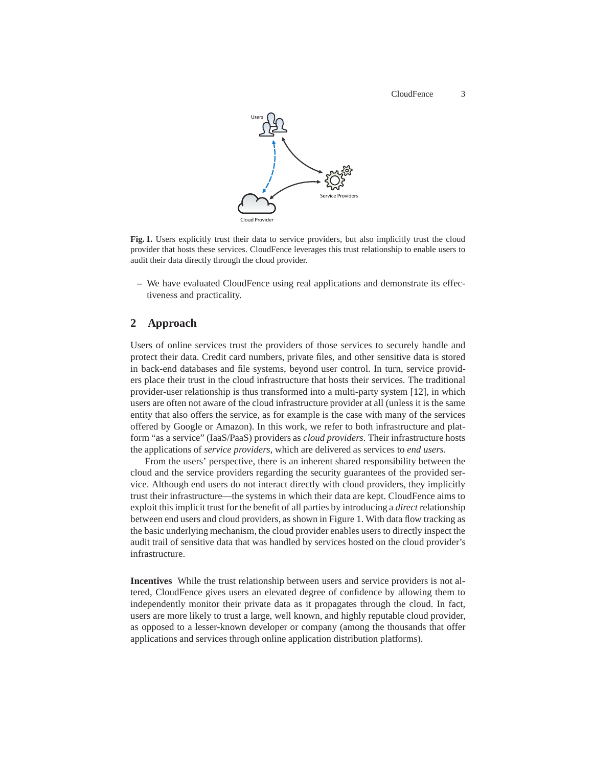**Fig. 1.** Users explicitly trust their data to service providers, but also implicitly trust the cloud provider that hosts these services. CloudFence leverages this trust relationship to enable users to audit their data directly through the cloud provider.

– We have evaluated CloudFence using real applications and demonstrate its effectiveness and practicality.

## 2 Approach

Users of online services trust the providers of those services to securely handle and protect their data. Credit card numbers, private files, and other sensitive data is stored in back-end databases and file systems, beyond user control. In turn, service providers place their trust in the cloud infrastructure that hosts their services. The traditional provider-user relationship is thus transformed into a multi-party system [12], in which users are often not aware of the cloud infrastructure provider at all (unless it is the same entity that also offers the service, as for example is the case with many of the services offered by Google or Amazon). In this work, we refer to both infrastructure and platform "as a service" (IaaS/PaaS) providers as *cloud providers*. Their infrastructure hosts the applications of *service providers*, which are delivered as services to *end users*.

From the users' perspective, there is an inherent shared responsibility between the cloud and the service providers regarding the security guarantees of the provided service. Although end users do not interact directly with cloud providers, they implicitly trust their infrastructure—the systems in which their data are kept. CloudFence aims to exploit this implicit trust for the benefit of all parties by introducing a *direct* relationship between end users and cloud providers, as shown in Figure 1. With data flow tracking as the basic underlying mechanism, the cloud provider enables users to directly inspect the audit trail of sensitive data that was handled by services hosted on the cloud provider's infrastructure.

**Incentives** While the trust relationship between users and service providers is not altered, CloudFence gives users an elevated degree of confidence by allowing them to independently monitor their private data as it propagates through the cloud. In fact, users are more likely to trust a large, well known, and highly reputable cloud provider, as opposed to a lesser-known developer or company (among the thousands that offer applications and services through online application distribution platforms).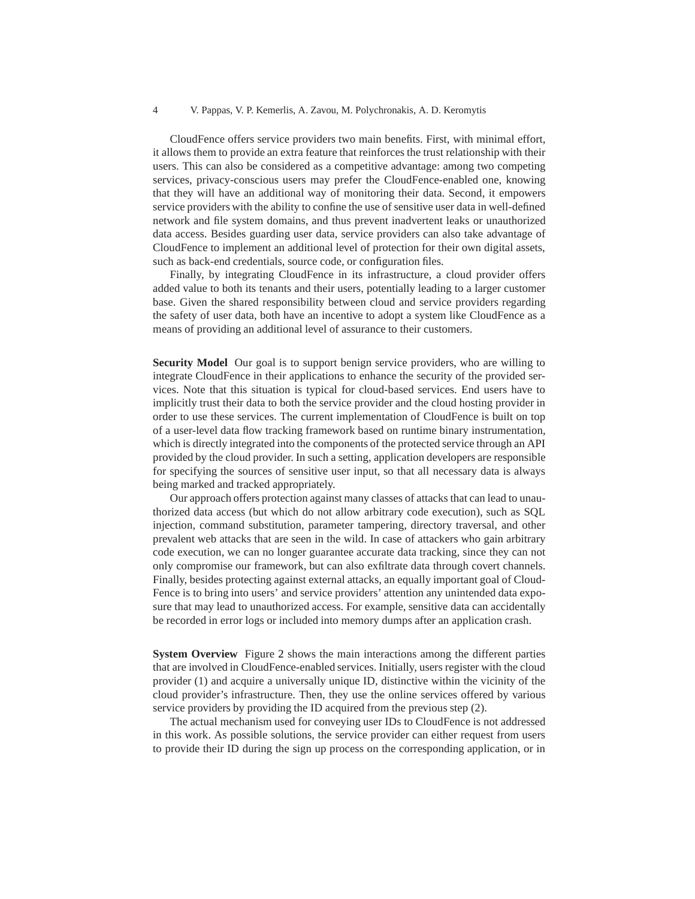CloudFence offers service providers two main benefits. First, with minimal effort, it allows them to provide an extra feature that reinforces the trust relationship with their users. This can also be considered as a competitive advantage: among two competing services, privacy-conscious users may prefer the CloudFence-enabled one, knowing that they will have an additional way of monitoring their data. Second, it empowers service providers with the ability to confine the use of sensitive user data in well-defined network and file system domains, and thus prevent inadvertent leaks or unauthorized data access. Besides guarding user data, service providers can also take advantage of CloudFence to implement an additional level of protection for their own digital assets, such as back-end credentials, source code, or configuration files.

Finally, by integrating CloudFence in its infrastructure, a cloud provider offers added value to both its tenants and their users, potentially leading to a larger customer base. Given the shared responsibility between cloud and service providers regarding the safety of user data, both have an incentive to adopt a system like CloudFence as a means of providing an additional level of assurance to their customers.

**Security Model** Our goal is to support benign service providers, who are willing to integrate CloudFence in their applications to enhance the security of the provided services. Note that this situation is typical for cloud-based services. End users have to implicitly trust their data to both the service provider and the cloud hosting provider in order to use these services. The current implementation of CloudFence is built on top of a user-level data flow tracking framework based on runtime binary instrumentation, which is directly integrated into the components of the protected service through an API provided by the cloud provider. In such a setting, application developers are responsible for specifying the sources of sensitive user input, so that all necessary data is always being marked and tracked appropriately.

Our approach offers protection against many classes of attacks that can lead to unauthorized data access (but which do not allow arbitrary code execution), such as SQL injection, command substitution, parameter tampering, directory traversal, and other prevalent web attacks that are seen in the wild. In case of attackers who gain arbitrary code execution, we can no longer guarantee accurate data tracking, since they can not only compromise our framework, but can also exfiltrate data through covert channels. Finally, besides protecting against external attacks, an equally important goal of CloudFence is to bring into users' and service providers' attention any unintended data exposure that may lead to unauthorized access. For example, sensitive data can accidentally be recorded in error logs or included into memory dumps after an application crash.

**System Overview** Figure 2 shows the main interactions among the different parties that are involved in CloudFence-enabled services. Initially, users register with the cloud provider (1) and acquire a universally unique ID, distinctive within the vicinity of the cloud provider's infrastructure. Then, they use the online services offered by various service providers by providing the ID acquired from the previous step (2).

The actual mechanism used for conveying user IDs to CloudFence is not addressed in this work. As possible solutions, the service provider can either request from users to provide their ID during the sign up process on the corresponding application, or in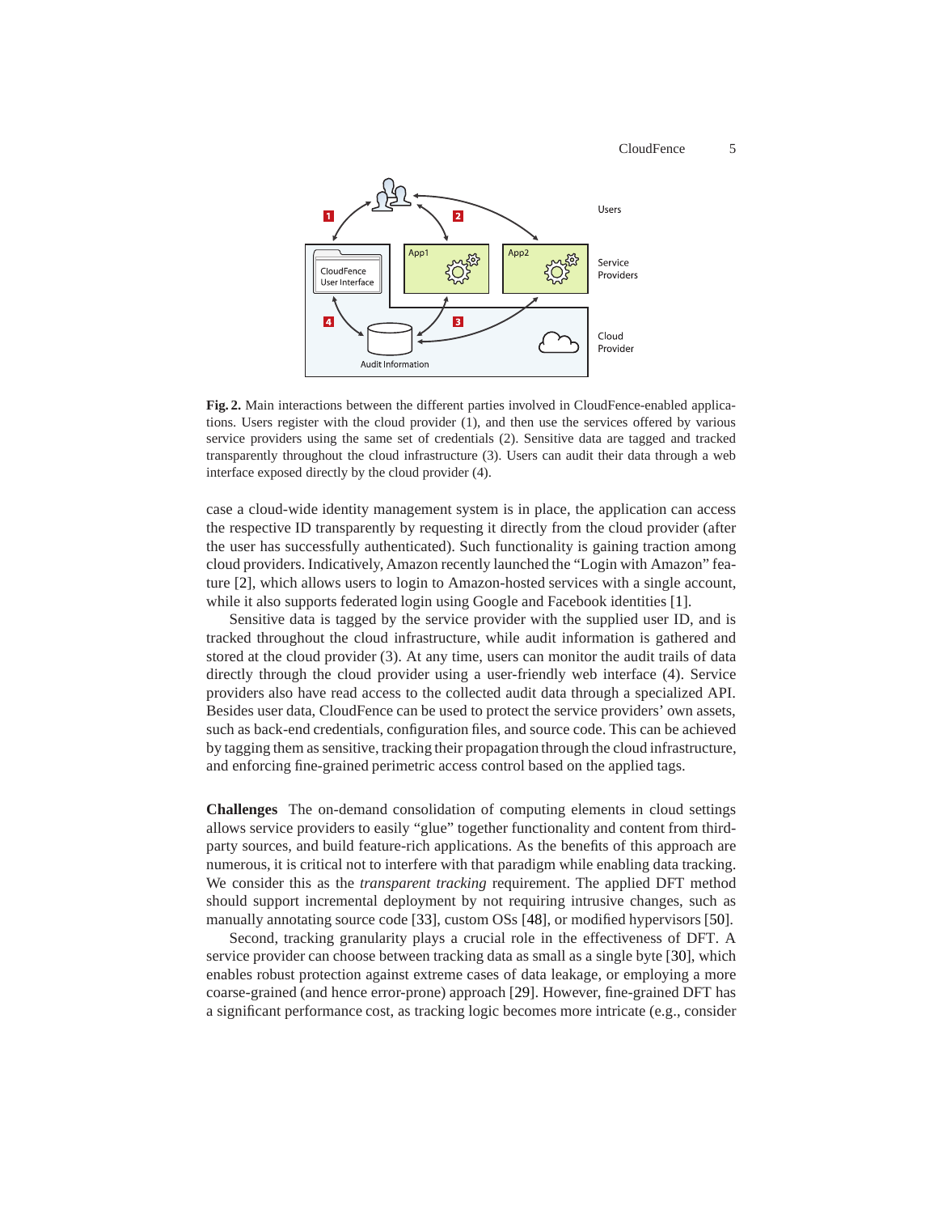**Fig. 2.** Main interactions between the different parties involved in CloudFence-enabled applications. Users register with the cloud provider (1), and then use the services offered by various service providers using the same set of credentials (2). Sensitive data are tagged and tracked transparently throughout the cloud infrastructure (3). Users can audit their data through a web interface exposed directly by the cloud provider (4).

case a cloud-wide identity management system is in place, the application can access the respective ID transparently by requesting it directly from the cloud provider (after the user has successfully authenticated). Such functionality is gaining traction among cloud providers. Indicatively, Amazon recently launched the "Login with Amazon" feature [2], which allows users to login to Amazon-hosted services with a single account, while it also supports federated login using Google and Facebook identities [1].

Sensitive data is tagged by the service provider with the supplied user ID, and is tracked throughout the cloud infrastructure, while audit information is gathered and stored at the cloud provider (3). At any time, users can monitor the audit trails of data directly through the cloud provider using a user-friendly web interface (4). Service providers also have read access to the collected audit data through a specialized API. Besides user data, CloudFence can be used to protect the service providers' own assets, such as back-end credentials, configuration files, and source code. This can be achieved by tagging them as sensitive, tracking their propagation through the cloud infrastructure, and enforcing fine-grained perimetric access control based on the applied tags.

**Challenges** The on-demand consolidation of computing elements in cloud settings allows service providers to easily "glue" together functionality and content from third-party sources, and build feature-rich applications. As the benefits of this approach are numerous, it is critical not to interfere with that paradigm while enabling data tracking. We consider this as the *transparent tracking* requirement. The applied DFT method should support incremental deployment by not requiring intrusive changes, such as manually annotating source code [33], custom OSs [48], or modified hypervisors [50].

Second, tracking granularity plays a crucial role in the effectiveness of DFT. A service provider can choose between tracking data as small as a single byte [30], which enables robust protection against extreme cases of data leakage, or employing a more coarse-grained (and hence error-prone) approach [29]. However, fine-grained DFT has a significant performance cost, as tracking logic becomes more intricate (e.g., consider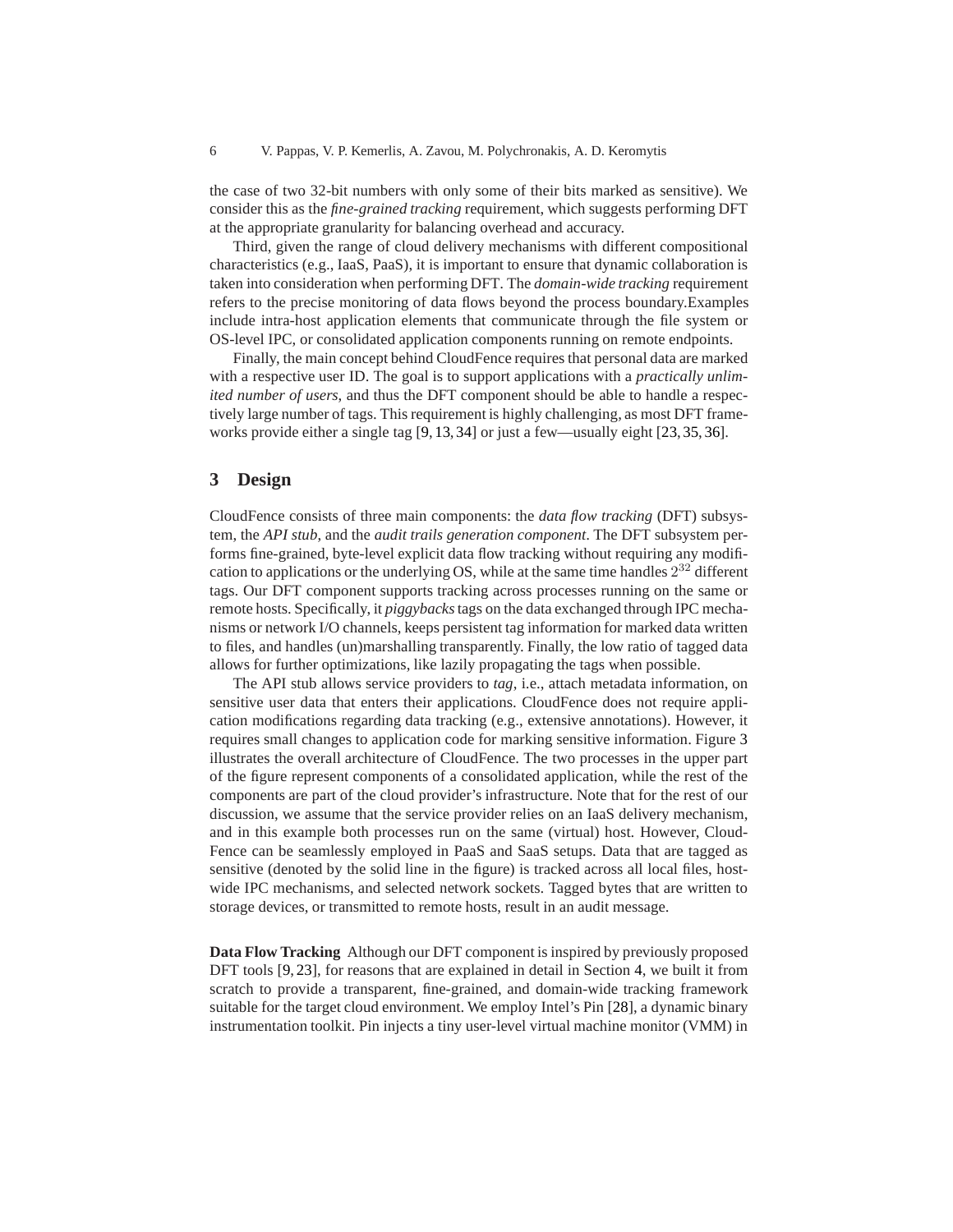the case of two 32-bit numbers with only some of their bits marked as sensitive). We consider this as the *fine-grained tracking* requirement, which suggests performing DFT at the appropriate granularity for balancing overhead and accuracy.

Third, given the range of cloud delivery mechanisms with different compositional characteristics (e.g., IaaS, PaaS), it is important to ensure that dynamic collaboration is taken into consideration when performing DFT. The *domain-wide tracking* requirement refers to the precise monitoring of data flows beyond the process boundary.Examples include intra-host application elements that communicate through the file system or OS-level IPC, or consolidated application components running on remote endpoints.

Finally, the main concept behind CloudFence requires that personal data are marked with a respective user ID. The goal is to support applications with a *practically unlimited number of users*, and thus the DFT component should be able to handle a respectively large number of tags. This requirement is highly challenging, as most DFT frameworks provide either a single tag [9, 13, 34] or just a few—usually eight [23, 35, 36].

## 3 Design

CloudFence consists of three main components: the *data flow tracking* (DFT) subsystem, the *API stub*, and the *audit trails generation component*. The DFT subsystem performs fine-grained, byte-level explicit data flow tracking without requiring any modification to applications or the underlying OS, while at the same time handles $2^{32}$ different tags. Our DFT component supports tracking across processes running on the same or remote hosts. Specifically, it *piggybacks* tags on the data exchanged through IPC mechanisms or network I/O channels, keeps persistent tag information for marked data written to files, and handles (un)marshalling transparently. Finally, the low ratio of tagged data allows for further optimizations, like lazily propagating the tags when possible.

The API stub allows service providers to *tag*, i.e., attach metadata information, on sensitive user data that enters their applications. CloudFence does not require application modifications regarding data tracking (e.g., extensive annotations). However, it requires small changes to application code for marking sensitive information. Figure 3 illustrates the overall architecture of CloudFence. The two processes in the upper part of the figure represent components of a consolidated application, while the rest of the components are part of the cloud provider's infrastructure. Note that for the rest of our discussion, we assume that the service provider relies on an IaaS delivery mechanism, and in this example both processes run on the same (virtual) host. However, CloudFence can be seamlessly employed in PaaS and SaaS setups. Data that are tagged as sensitive (denoted by the solid line in the figure) is tracked across all local files, host-wide IPC mechanisms, and selected network sockets. Tagged bytes that are written to storage devices, or transmitted to remote hosts, result in an audit message.

**Data Flow Tracking** Although our DFT component is inspired by previously proposed DFT tools [9, 23], for reasons that are explained in detail in Section 4, we built it from scratch to provide a transparent, fine-grained, and domain-wide tracking framework suitable for the target cloud environment. We employ Intel's Pin [28], a dynamic binary instrumentation toolkit. Pin injects a tiny user-level virtual machine monitor (VMM) in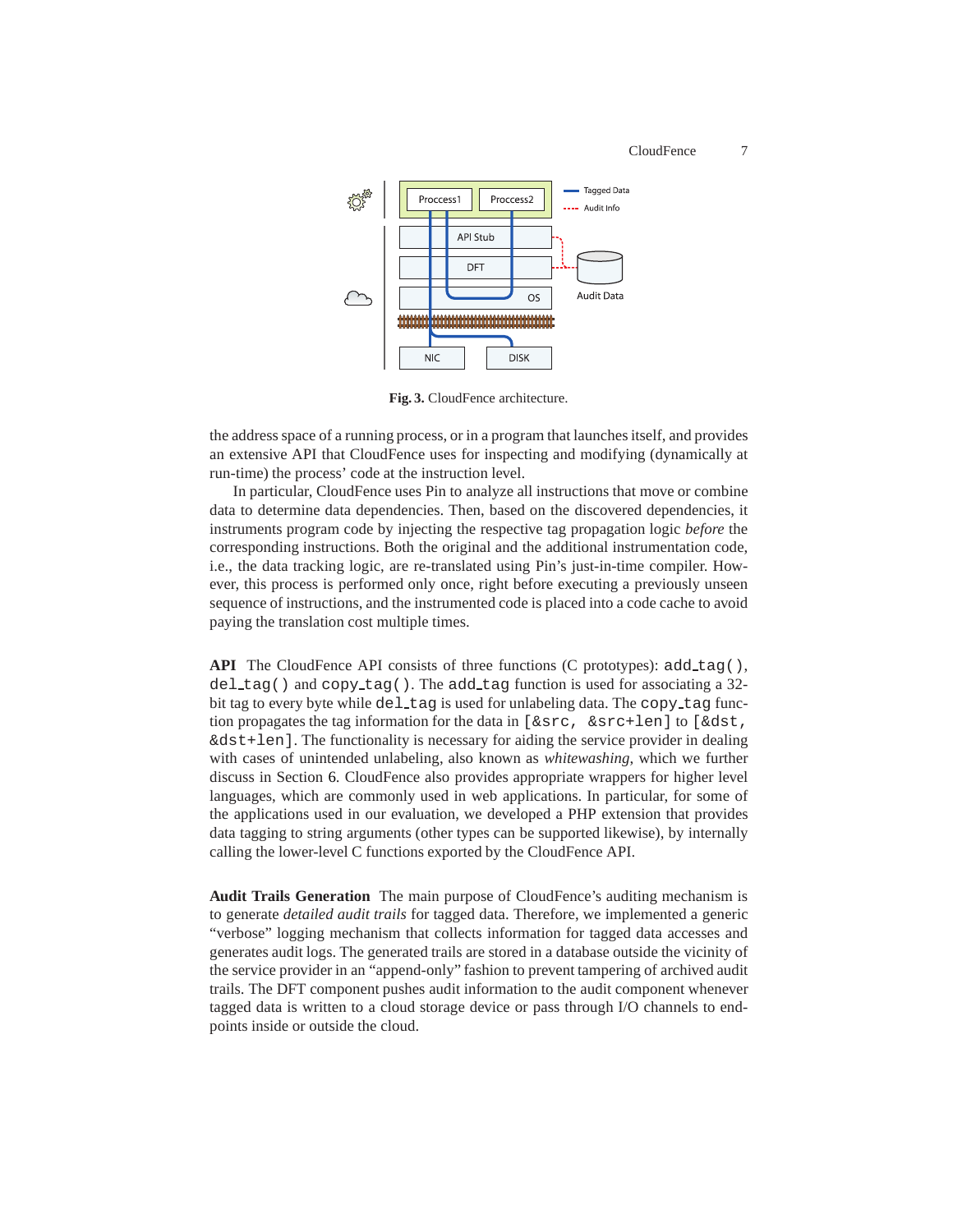Tagged Data
Audit Info
Proccess1
Process2
API Stub
DFT
OS
Audit Data
NIC
DISK

**Fig. 3.** CloudFence architecture.

the address space of a running process, or in a program that launches itself, and provides an extensive API that CloudFence uses for inspecting and modifying (dynamically at run-time) the process' code at the instruction level.

In particular, CloudFence uses Pin to analyze all instructions that move or combine data to determine data dependencies. Then, based on the discovered dependencies, it instruments program code by injecting the respective tag propagation logic *before* the corresponding instructions. Both the original and the additional instrumentation code, i.e., the data tracking logic, are re-translated using Pin's just-in-time compiler. However, this process is performed only once, right before executing a previously unseen sequence of instructions, and the instrumented code is placed into a code cache to avoid paying the translation cost multiple times.

**API** The CloudFence API consists of three functions (C prototypes): `add_tag()`, `del_tag()` and `copy_tag()`. The `add_tag` function is used for associating a 32-bit tag to every byte while `del_tag` is used for unlabeling data. The `copy_tag` function propagates the tag information for the data in `[&src, &src+len]` to `[&dst, &dst+len]`. The functionality is necessary for aiding the service provider in dealing with cases of unintended unlabeling, also known as *whitewashing*, which we further discuss in Section 6. CloudFence also provides appropriate wrappers for higher level languages, which are commonly used in web applications. In particular, for some of the applications used in our evaluation, we developed a PHP extension that provides data tagging to string arguments (other types can be supported likewise), by internally calling the lower-level C functions exported by the CloudFence API.

**Audit Trails Generation** The main purpose of CloudFence's auditing mechanism is to generate *detailed audit trails* for tagged data. Therefore, we implemented a generic "verbose" logging mechanism that collects information for tagged data accesses and generates audit logs. The generated trails are stored in a database outside the vicinity of the service provider in an "append-only" fashion to prevent tampering of archived audit trails. The DFT component pushes audit information to the audit component whenever tagged data is written to a cloud storage device or pass through I/O channels to end-points inside or outside the cloud.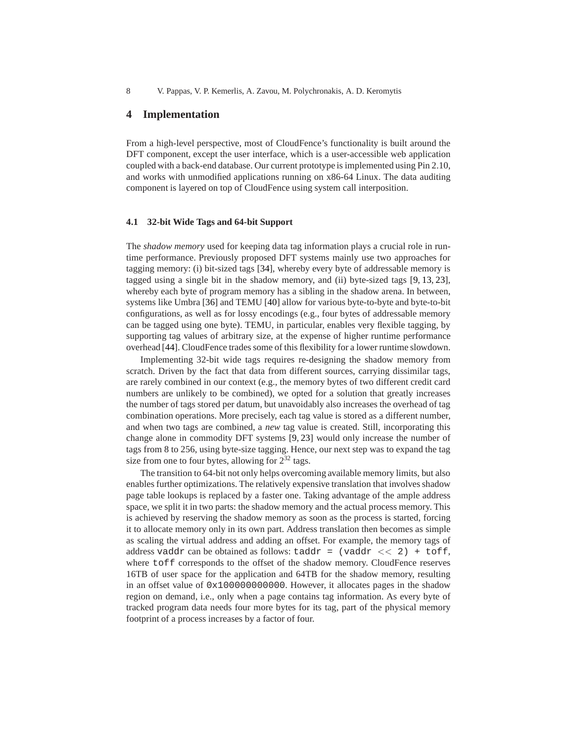## 4 Implementation

From a high-level perspective, most of CloudFence's functionality is built around the DFT component, except the user interface, which is a user-accessible web application coupled with a back-end database. Our current prototype is implemented using Pin 2.10, and works with unmodified applications running on x86-64 Linux. The data auditing component is layered on top of CloudFence using system call interposition.

### 4.1 32-bit Wide Tags and 64-bit Support

The *shadow memory* used for keeping data tag information plays a crucial role in runtime performance. Previously proposed DFT systems mainly use two approaches for tagging memory: (i) bit-sized tags [34], whereby every byte of addressable memory is tagged using a single bit in the shadow memory, and (ii) byte-sized tags [9, 13, 23], whereby each byte of program memory has a sibling in the shadow arena. In between, systems like Umbra [36] and TEMU [40] allow for various byte-to-byte and byte-to-bit configurations, as well as for lossy encodings (e.g., four bytes of addressable memory can be tagged using one byte). TEMU, in particular, enables very flexible tagging, by supporting tag values of arbitrary size, at the expense of higher runtime performance overhead [44]. CloudFence trades some of this flexibility for a lower runtime slowdown.

Implementing 32-bit wide tags requires re-designing the shadow memory from scratch. Driven by the fact that data from different sources, carrying dissimilar tags, are rarely combined in our context (e.g., the memory bytes of two different credit card numbers are unlikely to be combined), we opted for a solution that greatly increases the number of tags stored per datum, but unavoidably also increases the overhead of tag combination operations. More precisely, each tag value is stored as a different number, and when two tags are combined, a *new* tag value is created. Still, incorporating this change alone in commodity DFT systems [9, 23] would only increase the number of tags from 8 to 256, using byte-size tagging. Hence, our next step was to expand the tag size from one to four bytes, allowing for $2^{32}$ tags.

The transition to 64-bit not only helps overcoming available memory limits, but also enables further optimizations. The relatively expensive translation that involves shadow page table lookups is replaced by a faster one. Taking advantage of the ample address space, we split it in two parts: the shadow memory and the actual process memory. This is achieved by reserving the shadow memory as soon as the process is started, forcing it to allocate memory only in its own part. Address translation then becomes as simple as scaling the virtual address and adding an offset. For example, the memory tags of address `vaddr` can be obtained as follows: `taddr = (vaddr << 2) + toff`, where `toff` corresponds to the offset of the shadow memory. CloudFence reserves 16TB of user space for the application and 64TB for the shadow memory, resulting in an offset value of `0x100000000000`. However, it allocates pages in the shadow region on demand, i.e., only when a page contains tag information. As every byte of tracked program data needs four more bytes for its tag, part of the physical memory footprint of a process increases by a factor of four.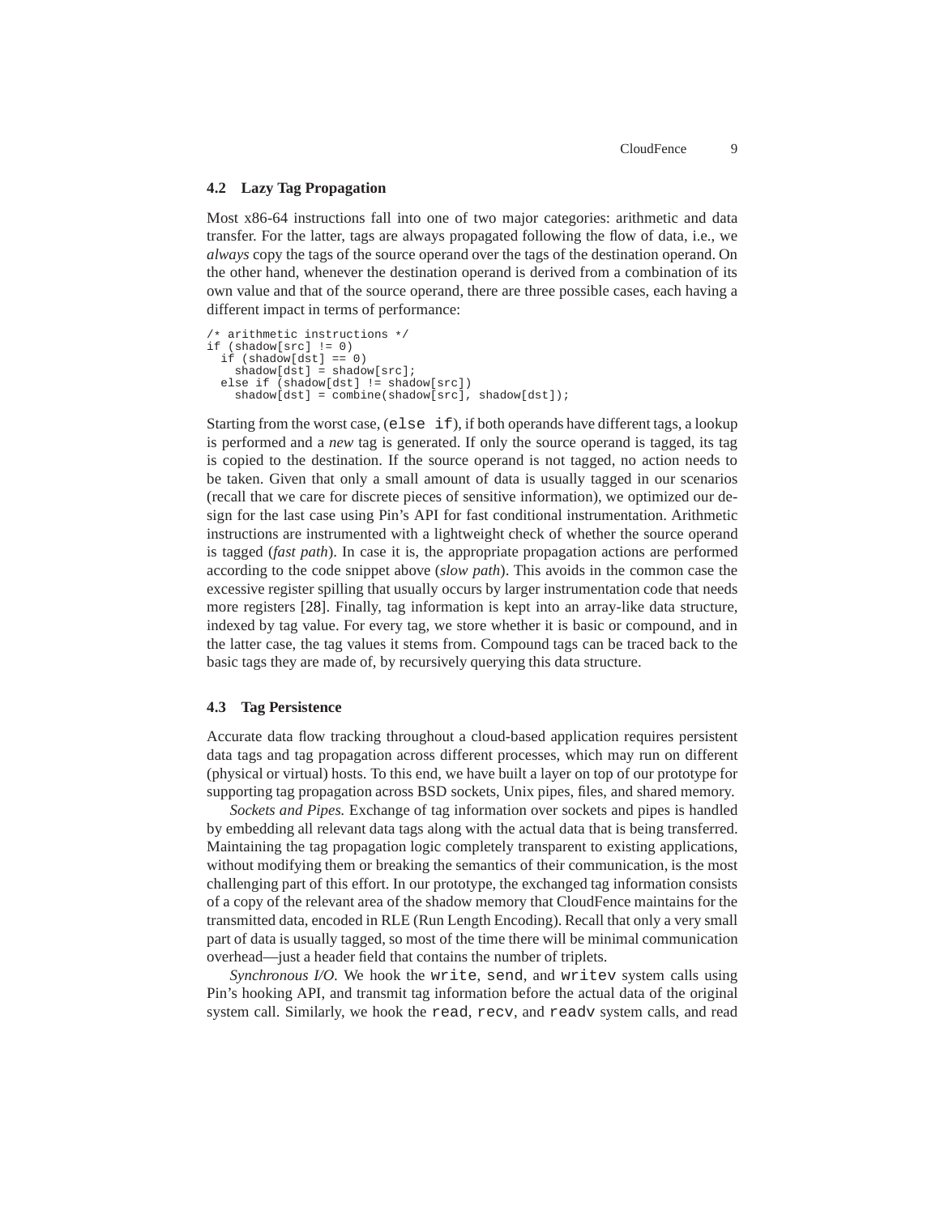### 4.2 Lazy Tag Propagation

Most x86-64 instructions fall into one of two major categories: arithmetic and data transfer. For the latter, tags are always propagated following the flow of data, i.e., we *always* copy the tags of the source operand over the tags of the destination operand. On the other hand, whenever the destination operand is derived from a combination of its own value and that of the source operand, there are three possible cases, each having a different impact in terms of performance:

```
/* arithmetic instructions */
if (shadow[src] != 0)
  if (shadow[dst] == 0)
    shadow[dst] = shadow[src];
  else if (shadow[dst] != shadow[src])
    shadow[dst] = combine(shadow[src], shadow[dst]);
```

Starting from the worst case, (`else if`), if both operands have different tags, a lookup is performed and a *new* tag is generated. If only the source operand is tagged, its tag is copied to the destination. If the source operand is not tagged, no action needs to be taken. Given that only a small amount of data is usually tagged in our scenarios (recall that we care for discrete pieces of sensitive information), we optimized our design for the last case using Pin's API for fast conditional instrumentation. Arithmetic instructions are instrumented with a lightweight check of whether the source operand is tagged (*fast path*). In case it is, the appropriate propagation actions are performed according to the code snippet above (*slow path*). This avoids in the common case the excessive register spilling that usually occurs by larger instrumentation code that needs more registers [28]. Finally, tag information is kept into an array-like data structure, indexed by tag value. For every tag, we store whether it is basic or compound, and in the latter case, the tag values it stems from. Compound tags can be traced back to the basic tags they are made of, by recursively querying this data structure.

### 4.3 Tag Persistence

Accurate data flow tracking throughout a cloud-based application requires persistent data tags and tag propagation across different processes, which may run on different (physical or virtual) hosts. To this end, we have built a layer on top of our prototype for supporting tag propagation across BSD sockets, Unix pipes, files, and shared memory.

*Sockets and Pipes.* Exchange of tag information over sockets and pipes is handled by embedding all relevant data tags along with the actual data that is being transferred. Maintaining the tag propagation logic completely transparent to existing applications, without modifying them or breaking the semantics of their communication, is the most challenging part of this effort. In our prototype, the exchanged tag information consists of a copy of the relevant area of the shadow memory that CloudFence maintains for the transmitted data, encoded in RLE (Run Length Encoding). Recall that only a very small part of data is usually tagged, so most of the time there will be minimal communication overhead—just a header field that contains the number of triplets.

*Synchronous I/O.* We hook the `write`, `send`, and `writev` system calls using Pin's hooking API, and transmit tag information before the actual data of the original system call. Similarly, we hook the `read`, `recv`, and `readv` system calls, and read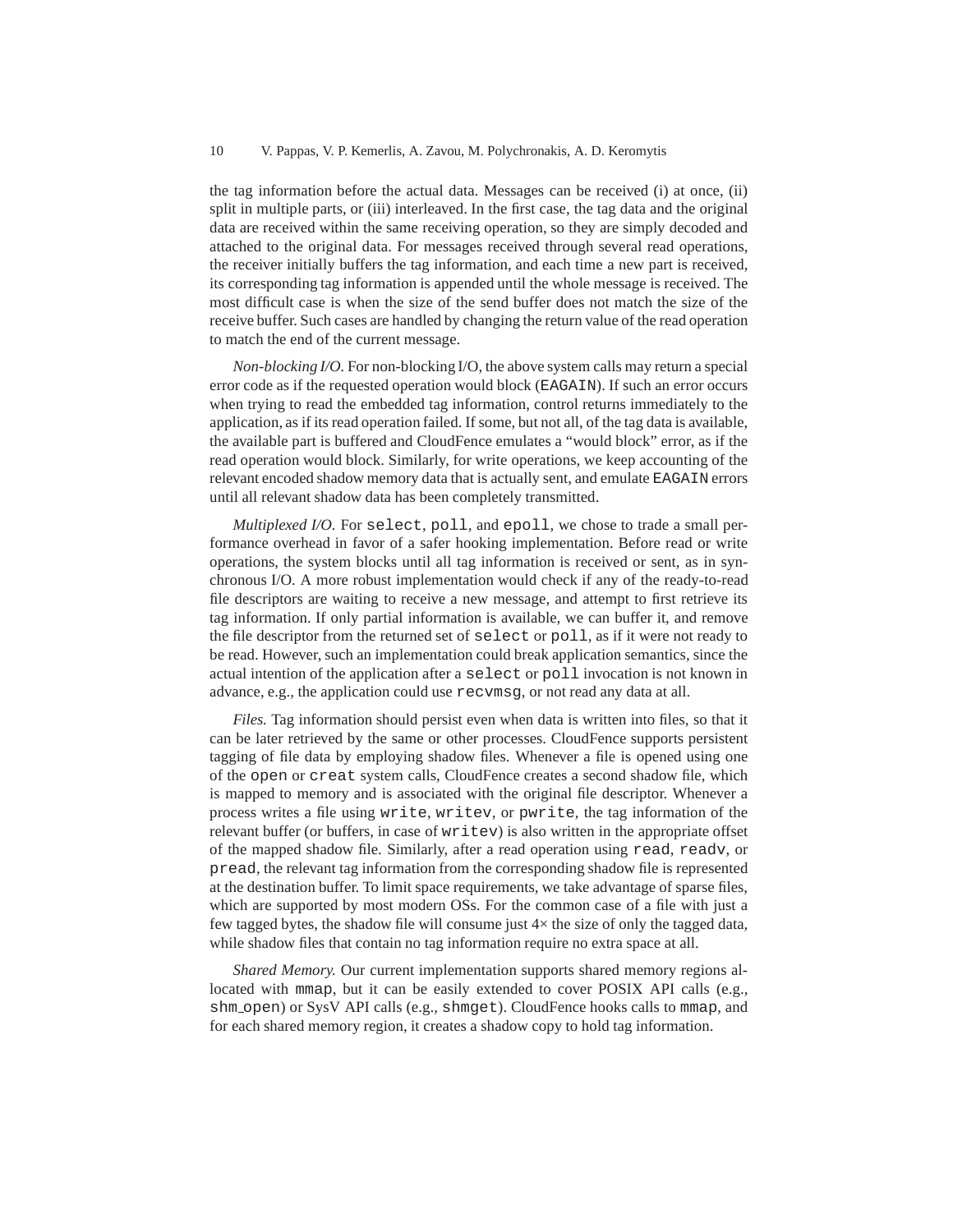the tag information before the actual data. Messages can be received (i) at once, (ii) split in multiple parts, or (iii) interleaved. In the first case, the tag data and the original data are received within the same receiving operation, so they are simply decoded and attached to the original data. For messages received through several read operations, the receiver initially buffers the tag information, and each time a new part is received, its corresponding tag information is appended until the whole message is received. The most difficult case is when the size of the send buffer does not match the size of the receive buffer. Such cases are handled by changing the return value of the read operation to match the end of the current message.

*Non-blocking I/O.* For non-blocking I/O, the above system calls may return a special error code as if the requested operation would block (`EAGAIN`). If such an error occurs when trying to read the embedded tag information, control returns immediately to the application, as if its read operation failed. If some, but not all, of the tag data is available, the available part is buffered and CloudFence emulates a "would block" error, as if the read operation would block. Similarly, for write operations, we keep accounting of the relevant encoded shadow memory data that is actually sent, and emulate `EAGAIN` errors until all relevant shadow data has been completely transmitted.

*Multiplexed I/O.* For `select`, `poll`, and `epoll`, we chose to trade a small performance overhead in favor of a safer hooking implementation. Before read or write operations, the system blocks until all tag information is received or sent, as in synchronous I/O. A more robust implementation would check if any of the ready-to-read file descriptors are waiting to receive a new message, and attempt to first retrieve its tag information. If only partial information is available, we can buffer it, and remove the file descriptor from the returned set of `select` or `poll`, as if it were not ready to be read. However, such an implementation could break application semantics, since the actual intention of the application after a `select` or `poll` invocation is not known in advance, e.g., the application could use `recvmsg`, or not read any data at all.

*Files.* Tag information should persist even when data is written into files, so that it can be later retrieved by the same or other processes. CloudFence supports persistent tagging of file data by employing shadow files. Whenever a file is opened using one of the `open` or `creat` system calls, CloudFence creates a second shadow file, which is mapped to memory and is associated with the original file descriptor. Whenever a process writes a file using `write`, `writev`, or `pwrite`, the tag information of the relevant buffer (or buffers, in case of `writev`) is also written in the appropriate offset of the mapped shadow file. Similarly, after a read operation using `read`, `readv`, or `pread`, the relevant tag information from the corresponding shadow file is represented at the destination buffer. To limit space requirements, we take advantage of sparse files, which are supported by most modern OSs. For the common case of a file with just a few tagged bytes, the shadow file will consume just 4× the size of only the tagged data, while shadow files that contain no tag information require no extra space at all.

*Shared Memory.* Our current implementation supports shared memory regions allocated with `mmap`, but it can be easily extended to cover POSIX API calls (e.g., `shm_open`) or SysV API calls (e.g., `shmget`). CloudFence hooks calls to `mmap`, and for each shared memory region, it creates a shadow copy to hold tag information.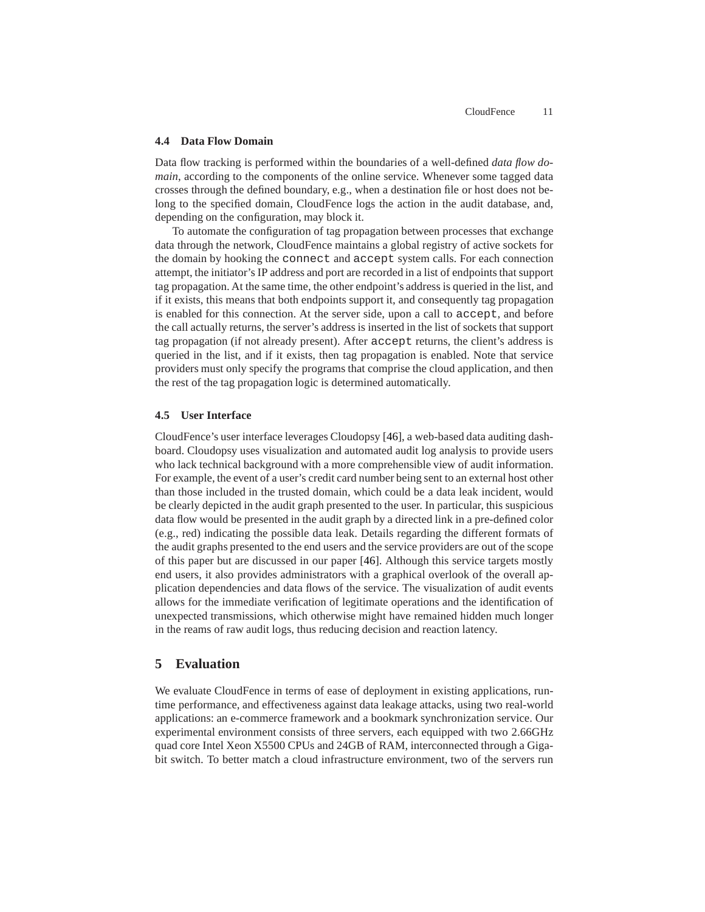### 4.4 Data Flow Domain

Data flow tracking is performed within the boundaries of a well-defined *data flow domain*, according to the components of the online service. Whenever some tagged data crosses through the defined boundary, e.g., when a destination file or host does not belong to the specified domain, CloudFence logs the action in the audit database, and, depending on the configuration, may block it.

To automate the configuration of tag propagation between processes that exchange data through the network, CloudFence maintains a global registry of active sockets for the domain by hooking the `connect` and `accept` system calls. For each connection attempt, the initiator's IP address and port are recorded in a list of endpoints that support tag propagation. At the same time, the other endpoint's address is queried in the list, and if it exists, this means that both endpoints support it, and consequently tag propagation is enabled for this connection. At the server side, upon a call to `accept`, and before the call actually returns, the server's address is inserted in the list of sockets that support tag propagation (if not already present). After `accept` returns, the client's address is queried in the list, and if it exists, then tag propagation is enabled. Note that service providers must only specify the programs that comprise the cloud application, and then the rest of the tag propagation logic is determined automatically.

### 4.5 User Interface

CloudFence's user interface leverages Cloudopsy [46], a web-based data auditing dashboard. Cloudopsy uses visualization and automated audit log analysis to provide users who lack technical background with a more comprehensible view of audit information. For example, the event of a user's credit card number being sent to an external host other than those included in the trusted domain, which could be a data leak incident, would be clearly depicted in the audit graph presented to the user. In particular, this suspicious data flow would be presented in the audit graph by a directed link in a pre-defined color (e.g., red) indicating the possible data leak. Details regarding the different formats of the audit graphs presented to the end users and the service providers are out of the scope of this paper but are discussed in our paper [46]. Although this service targets mostly end users, it also provides administrators with a graphical overlook of the overall application dependencies and data flows of the service. The visualization of audit events allows for the immediate verification of legitimate operations and the identification of unexpected transmissions, which otherwise might have remained hidden much longer in the reams of raw audit logs, thus reducing decision and reaction latency.

## 5 Evaluation

We evaluate CloudFence in terms of ease of deployment in existing applications, runtime performance, and effectiveness against data leakage attacks, using two real-world applications: an e-commerce framework and a bookmark synchronization service. Our experimental environment consists of three servers, each equipped with two 2.66GHz quad core Intel Xeon X5500 CPUs and 24GB of RAM, interconnected through a Gigabit switch. To better match a cloud infrastructure environment, two of the servers run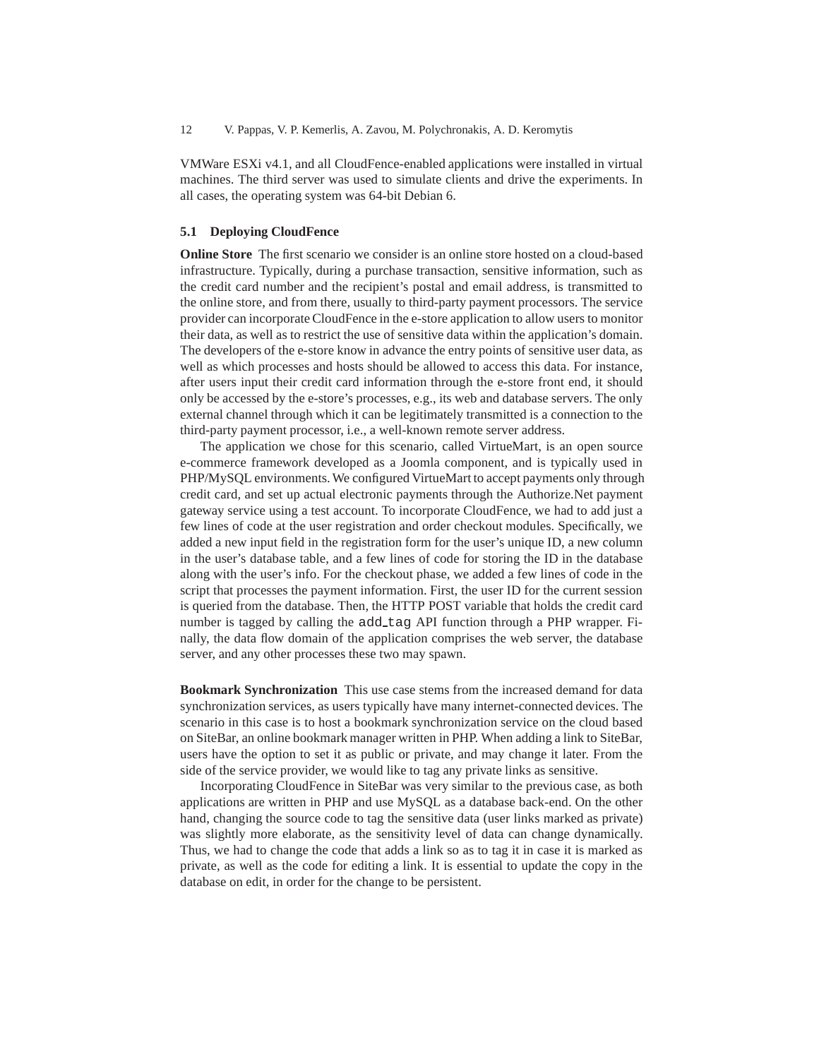VMWare ESXi v4.1, and all CloudFence-enabled applications were installed in virtual machines. The third server was used to simulate clients and drive the experiments. In all cases, the operating system was 64-bit Debian 6.

### 5.1 Deploying CloudFence

**Online Store** The first scenario we consider is an online store hosted on a cloud-based infrastructure. Typically, during a purchase transaction, sensitive information, such as the credit card number and the recipient's postal and email address, is transmitted to the online store, and from there, usually to third-party payment processors. The service provider can incorporate CloudFence in the e-store application to allow users to monitor their data, as well as to restrict the use of sensitive data within the application's domain. The developers of the e-store know in advance the entry points of sensitive user data, as well as which processes and hosts should be allowed to access this data. For instance, after users input their credit card information through the e-store front end, it should only be accessed by the e-store's processes, e.g., its web and database servers. The only external channel through which it can be legitimately transmitted is a connection to the third-party payment processor, i.e., a well-known remote server address.

The application we chose for this scenario, called VirtueMart, is an open source e-commerce framework developed as a Joomla component, and is typically used in PHP/MySQL environments. We configured VirtueMart to accept payments only through credit card, and set up actual electronic payments through the Authorize.Net payment gateway service using a test account. To incorporate CloudFence, we had to add just a few lines of code at the user registration and order checkout modules. Specifically, we added a new input field in the registration form for the user's unique ID, a new column in the user's database table, and a few lines of code for storing the ID in the database along with the user's info. For the checkout phase, we added a few lines of code in the script that processes the payment information. First, the user ID for the current session is queried from the database. Then, the HTTP POST variable that holds the credit card number is tagged by calling the `add_tag` API function through a PHP wrapper. Finally, the data flow domain of the application comprises the web server, the database server, and any other processes these two may spawn.

**Bookmark Synchronization** This use case stems from the increased demand for data synchronization services, as users typically have many internet-connected devices. The scenario in this case is to host a bookmark synchronization service on the cloud based on SiteBar, an online bookmark manager written in PHP. When adding a link to SiteBar, users have the option to set it as public or private, and may change it later. From the side of the service provider, we would like to tag any private links as sensitive.

Incorporating CloudFence in SiteBar was very similar to the previous case, as both applications are written in PHP and use MySQL as a database back-end. On the other hand, changing the source code to tag the sensitive data (user links marked as private) was slightly more elaborate, as the sensitivity level of data can change dynamically. Thus, we had to change the code that adds a link so as to tag it in case it is marked as private, as well as the code for editing a link. It is essential to update the copy in the database on edit, in order for the change to be persistent.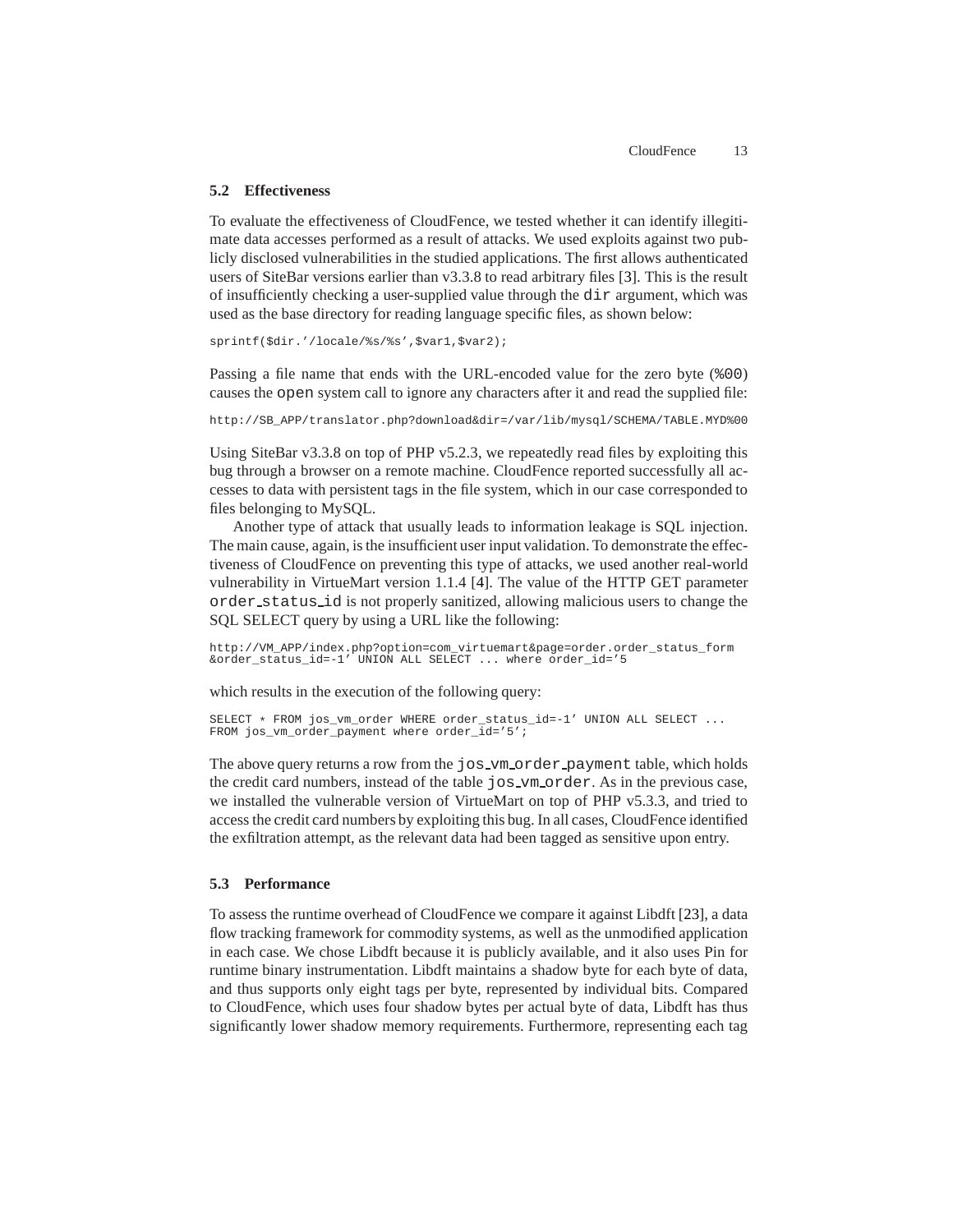### 5.2 Effectiveness

To evaluate the effectiveness of CloudFence, we tested whether it can identify illegitimate data accesses performed as a result of attacks. We used exploits against two publicly disclosed vulnerabilities in the studied applications. The first allows authenticated users of SiteBar versions earlier than v3.3.8 to read arbitrary files [3]. This is the result of insufficiently checking a user-supplied value through the `dir` argument, which was used as the base directory for reading language specific files, as shown below:

```
sprintf($dir.'/locale/%s/%s',$var1,$var2);
```

Passing a file name that ends with the URL-encoded value for the zero byte (`%00`) causes the `open` system call to ignore any characters after it and read the supplied file:

```
http://SB_APP/translator.php?download&dir=/var/lib/mysql/SCHEMA/TABLE.MYD%00
```

Using SiteBar v3.3.8 on top of PHP v5.2.3, we repeatedly read files by exploiting this bug through a browser on a remote machine. CloudFence reported successfully all accesses to data with persistent tags in the file system, which in our case corresponded to files belonging to MySQL.

Another type of attack that usually leads to information leakage is SQL injection. The main cause, again, is the insufficient user input validation. To demonstrate the effectiveness of CloudFence on preventing this type of attacks, we used another real-world vulnerability in VirtueMart version 1.1.4 [4]. The value of the HTTP GET parameter `order_status_id` is not properly sanitized, allowing malicious users to change the SQL SELECT query by using a URL like the following:

```
http://VM_APP/index.php?option=com_virtuemart&page=order.order_status_form
&order_status_id=-1' UNION ALL SELECT ... where order_id='5
```

which results in the execution of the following query:

```
SELECT * FROM jos_vm_order WHERE order_status_id=-1' UNION ALL SELECT ...
FROM jos_vm_order_payment where order_id='5';
```

The above query returns a row from the `jos_vm_order_payment` table, which holds the credit card numbers, instead of the table `jos_vm_order`. As in the previous case, we installed the vulnerable version of VirtueMart on top of PHP v5.3.3, and tried to access the credit card numbers by exploiting this bug. In all cases, CloudFence identified the exfiltration attempt, as the relevant data had been tagged as sensitive upon entry.

### 5.3 Performance

To assess the runtime overhead of CloudFence we compare it against Libdft [23], a data flow tracking framework for commodity systems, as well as the unmodified application in each case. We chose Libdft because it is publicly available, and it also uses Pin for runtime binary instrumentation. Libdft maintains a shadow byte for each byte of data, and thus supports only eight tags per byte, represented by individual bits. Compared to CloudFence, which uses four shadow bytes per actual byte of data, Libdft has thus significantly lower shadow memory requirements. Furthermore, representing each tag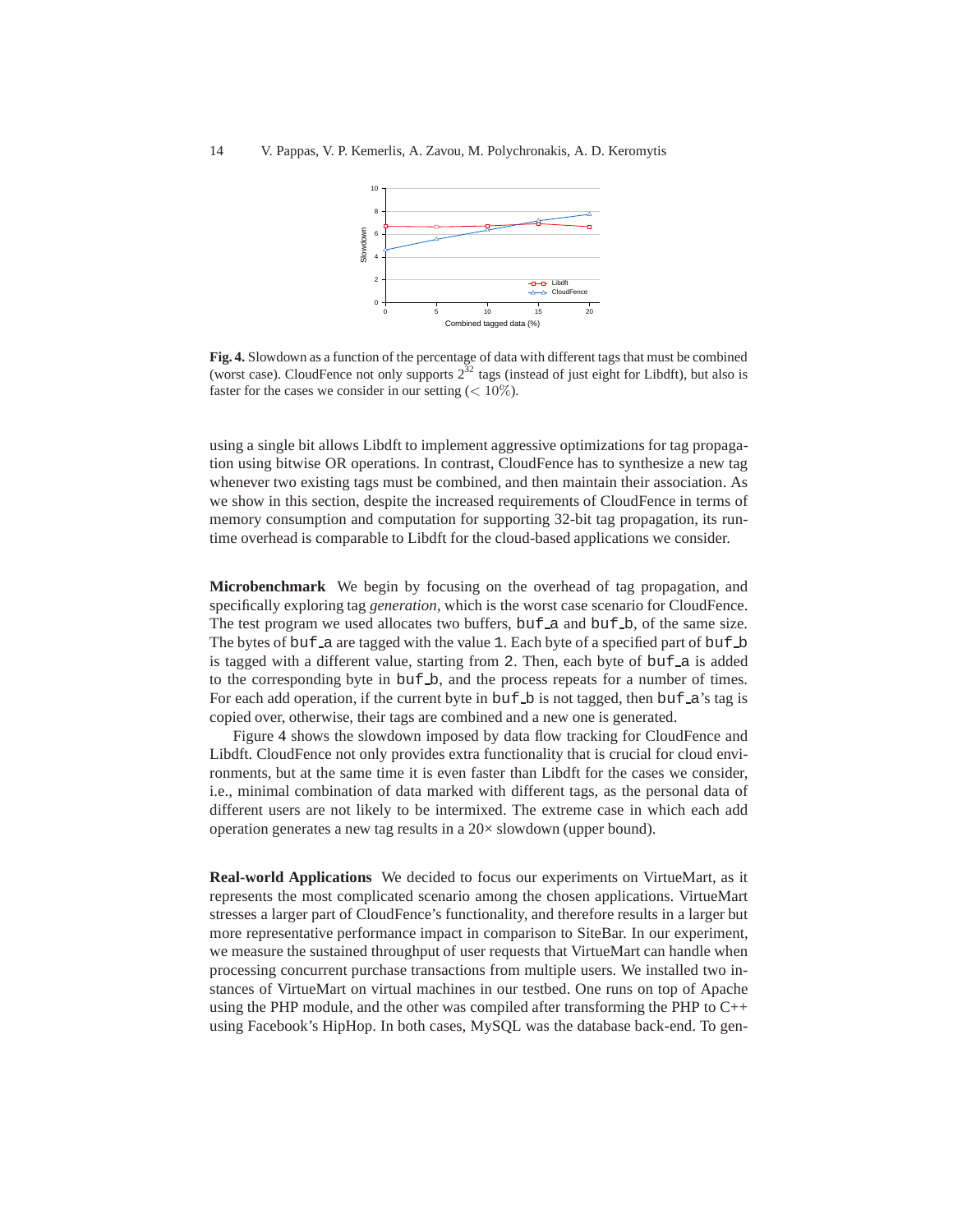**Fig. 4.** Slowdown as a function of the percentage of data with different tags that must be combined (worst case). CloudFence not only supports $2^{32}$ tags (instead of just eight for Libdft), but also is faster for the cases we consider in our setting ($< 10\%$).

using a single bit allows Libdft to implement aggressive optimizations for tag propagation using bitwise OR operations. In contrast, CloudFence has to synthesize a new tag whenever two existing tags must be combined, and then maintain their association. As we show in this section, despite the increased requirements of CloudFence in terms of memory consumption and computation for supporting 32-bit tag propagation, its runtime overhead is comparable to Libdft for the cloud-based applications we consider.

**Microbenchmark** We begin by focusing on the overhead of tag propagation, and specifically exploring tag *generation*, which is the worst case scenario for CloudFence. The test program we used allocates two buffers, `buf_a` and `buf_b`, of the same size. The bytes of `buf_a` are tagged with the value `1`. Each byte of a specified part of `buf_b` is tagged with a different value, starting from `2`. Then, each byte of `buf_a` is added to the corresponding byte in `buf_b`, and the process repeats for a number of times. For each add operation, if the current byte in `buf_b` is not tagged, then `buf_a`'s tag is copied over, otherwise, their tags are combined and a new one is generated.

Figure 4 shows the slowdown imposed by data flow tracking for CloudFence and Libdft. CloudFence not only provides extra functionality that is crucial for cloud environments, but at the same time it is even faster than Libdft for the cases we consider, i.e., minimal combination of data marked with different tags, as the personal data of different users are not likely to be intermixed. The extreme case in which each add operation generates a new tag results in a 20× slowdown (upper bound).

**Real-world Applications** We decided to focus our experiments on VirtueMart, as it represents the most complicated scenario among the chosen applications. VirtueMart stresses a larger part of CloudFence's functionality, and therefore results in a larger but more representative performance impact in comparison to SiteBar. In our experiment, we measure the sustained throughput of user requests that VirtueMart can handle when processing concurrent purchase transactions from multiple users. We installed two instances of VirtueMart on virtual machines in our testbed. One runs on top of Apache using the PHP module, and the other was compiled after transforming the PHP to C++ using Facebook's HipHop. In both cases, MySQL was the database back-end. To gen-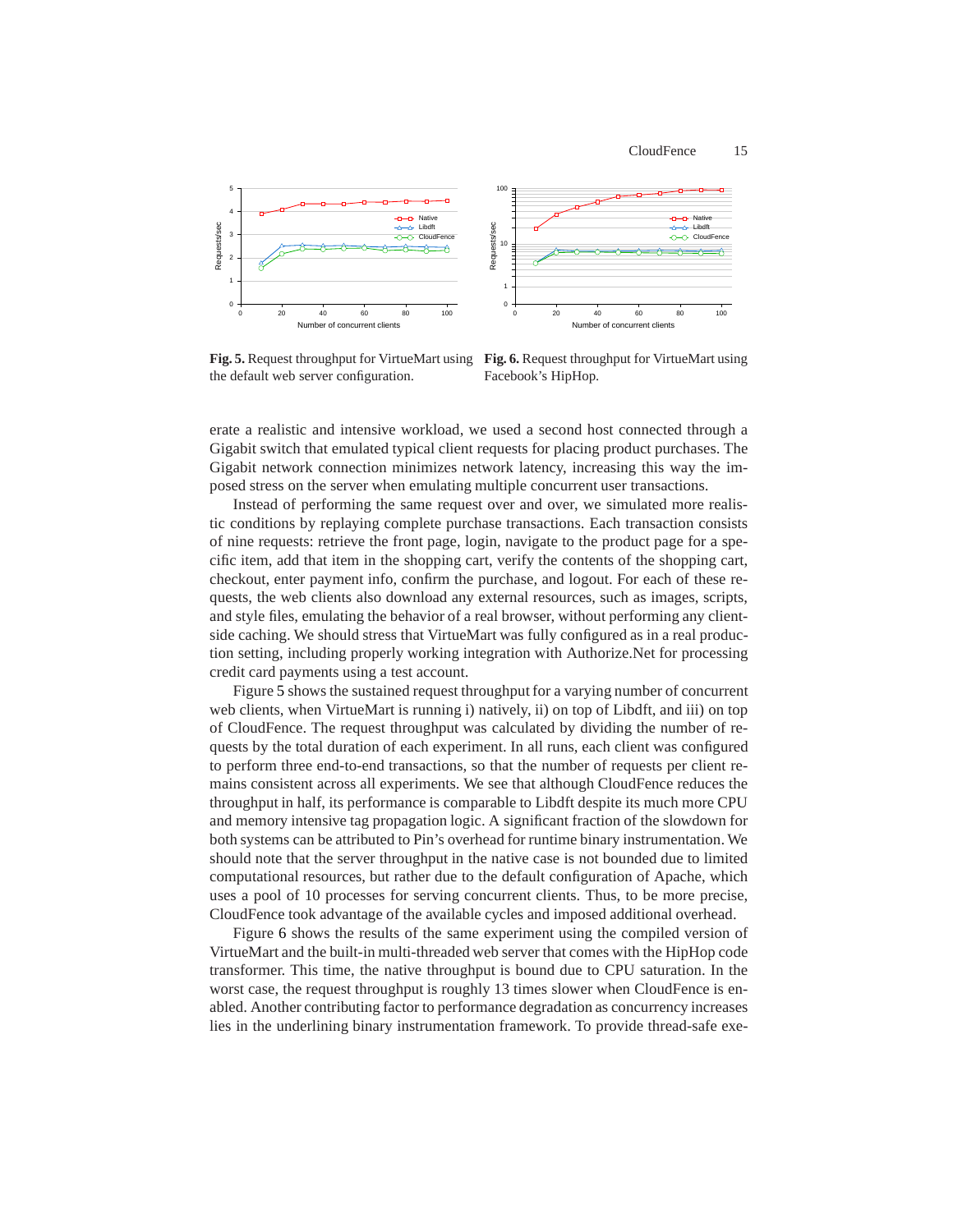Fig. 5. Request throughput for VirtueMart using the default web server configuration.

Fig. 6. Request throughput for VirtueMart using Facebook's HipHop.

erate a realistic and intensive workload, we used a second host connected through a Gigabit switch that emulated typical client requests for placing product purchases. The Gigabit network connection minimizes network latency, increasing this way the imposed stress on the server when emulating multiple concurrent user transactions.

Instead of performing the same request over and over, we simulated more realistic conditions by replaying complete purchase transactions. Each transaction consists of nine requests: retrieve the front page, login, navigate to the product page for a specific item, add that item in the shopping cart, verify the contents of the shopping cart, checkout, enter payment info, confirm the purchase, and logout. For each of these requests, the web clients also download any external resources, such as images, scripts, and style files, emulating the behavior of a real browser, without performing any client-side caching. We should stress that VirtueMart was fully configured as in a real production setting, including properly working integration with Authorize.Net for processing credit card payments using a test account.

Figure 5 shows the sustained request throughput for a varying number of concurrent web clients, when VirtueMart is running i) natively, ii) on top of Libdft, and iii) on top of CloudFence. The request throughput was calculated by dividing the number of requests by the total duration of each experiment. In all runs, each client was configured to perform three end-to-end transactions, so that the number of requests per client remains consistent across all experiments. We see that although CloudFence reduces the throughput in half, its performance is comparable to Libdft despite its much more CPU and memory intensive tag propagation logic. A significant fraction of the slowdown for both systems can be attributed to Pin's overhead for runtime binary instrumentation. We should note that the server throughput in the native case is not bounded due to limited computational resources, but rather due to the default configuration of Apache, which uses a pool of 10 processes for serving concurrent clients. Thus, to be more precise, CloudFence took advantage of the available cycles and imposed additional overhead.

Figure 6 shows the results of the same experiment using the compiled version of VirtueMart and the built-in multi-threaded web server that comes with the HipHop code transformer. This time, the native throughput is bound due to CPU saturation. In the worst case, the request throughput is roughly 13 times slower when CloudFence is enabled. Another contributing factor to performance degradation as concurrency increases lies in the underlining binary instrumentation framework. To provide thread-safe exe-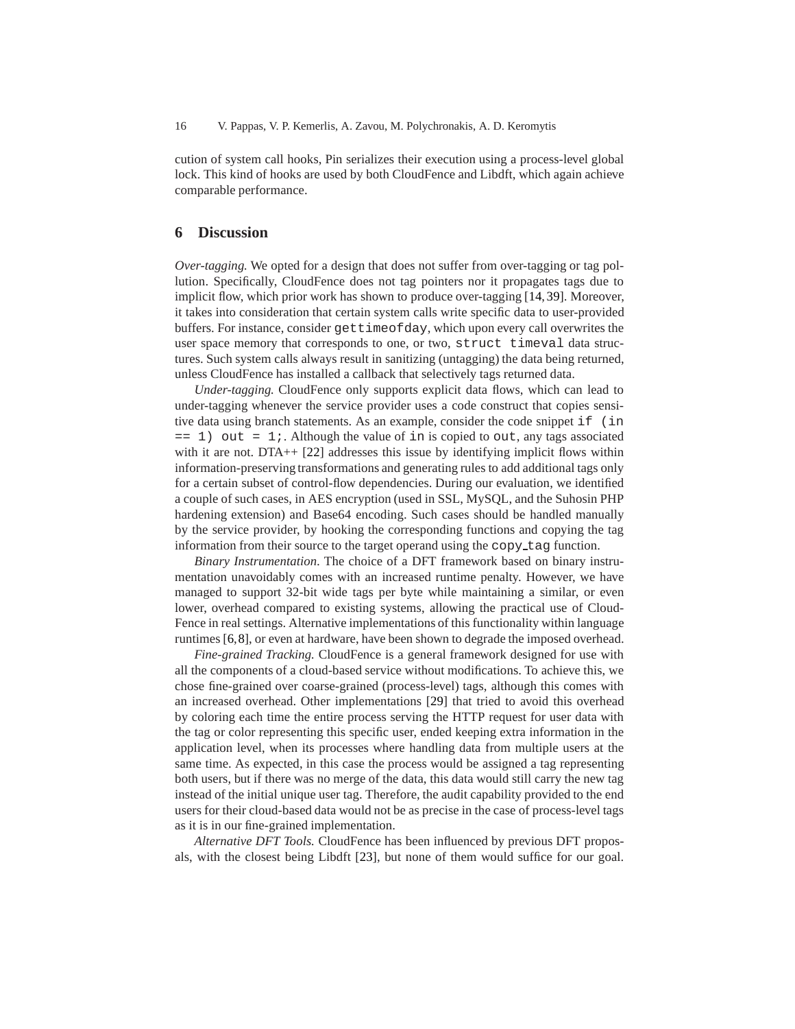cution of system call hooks, Pin serializes their execution using a process-level global lock. This kind of hooks are used by both CloudFence and Libdft, which again achieve comparable performance.

## 6 Discussion

*Over-tagging.* We opted for a design that does not suffer from over-tagging or tag pollution. Specifically, CloudFence does not tag pointers nor it propagates tags due to implicit flow, which prior work has shown to produce over-tagging [14, 39]. Moreover, it takes into consideration that certain system calls write specific data to user-provided buffers. For instance, consider `gettimeofday`, which upon every call overwrites the user space memory that corresponds to one, or two, `struct timeval` data structures. Such system calls always result in sanitizing (untagging) the data being returned, unless CloudFence has installed a callback that selectively tags returned data.

*Under-tagging.* CloudFence only supports explicit data flows, which can lead to under-tagging whenever the service provider uses a code construct that copies sensitive data using branch statements. As an example, consider the code snippet `if (in == 1) out = 1;`. Although the value of `in` is copied to `out`, any tags associated with it are not. DTA++ [22] addresses this issue by identifying implicit flows within information-preserving transformations and generating rules to add additional tags only for a certain subset of control-flow dependencies. During our evaluation, we identified a couple of such cases, in AES encryption (used in SSL, MySQL, and the Suhosin PHP hardening extension) and Base64 encoding. Such cases should be handled manually by the service provider, by hooking the corresponding functions and copying the tag information from their source to the target operand using the `copy_tag` function.

*Binary Instrumentation.* The choice of a DFT framework based on binary instrumentation unavoidably comes with an increased runtime penalty. However, we have managed to support 32-bit wide tags per byte while maintaining a similar, or even lower, overhead compared to existing systems, allowing the practical use of CloudFence in real settings. Alternative implementations of this functionality within language runtimes [6, 8], or even at hardware, have been shown to degrade the imposed overhead.

*Fine-grained Tracking.* CloudFence is a general framework designed for use with all the components of a cloud-based service without modifications. To achieve this, we chose fine-grained over coarse-grained (process-level) tags, although this comes with an increased overhead. Other implementations [29] that tried to avoid this overhead by coloring each time the entire process serving the HTTP request for user data with the tag or color representing this specific user, ended keeping extra information in the application level, when its processes where handling data from multiple users at the same time. As expected, in this case the process would be assigned a tag representing both users, but if there was no merge of the data, this data would still carry the new tag instead of the initial unique user tag. Therefore, the audit capability provided to the end users for their cloud-based data would not be as precise in the case of process-level tags as it is in our fine-grained implementation.

*Alternative DFT Tools.* CloudFence has been influenced by previous DFT proposals, with the closest being Libdft [23], but none of them would suffice for our goal.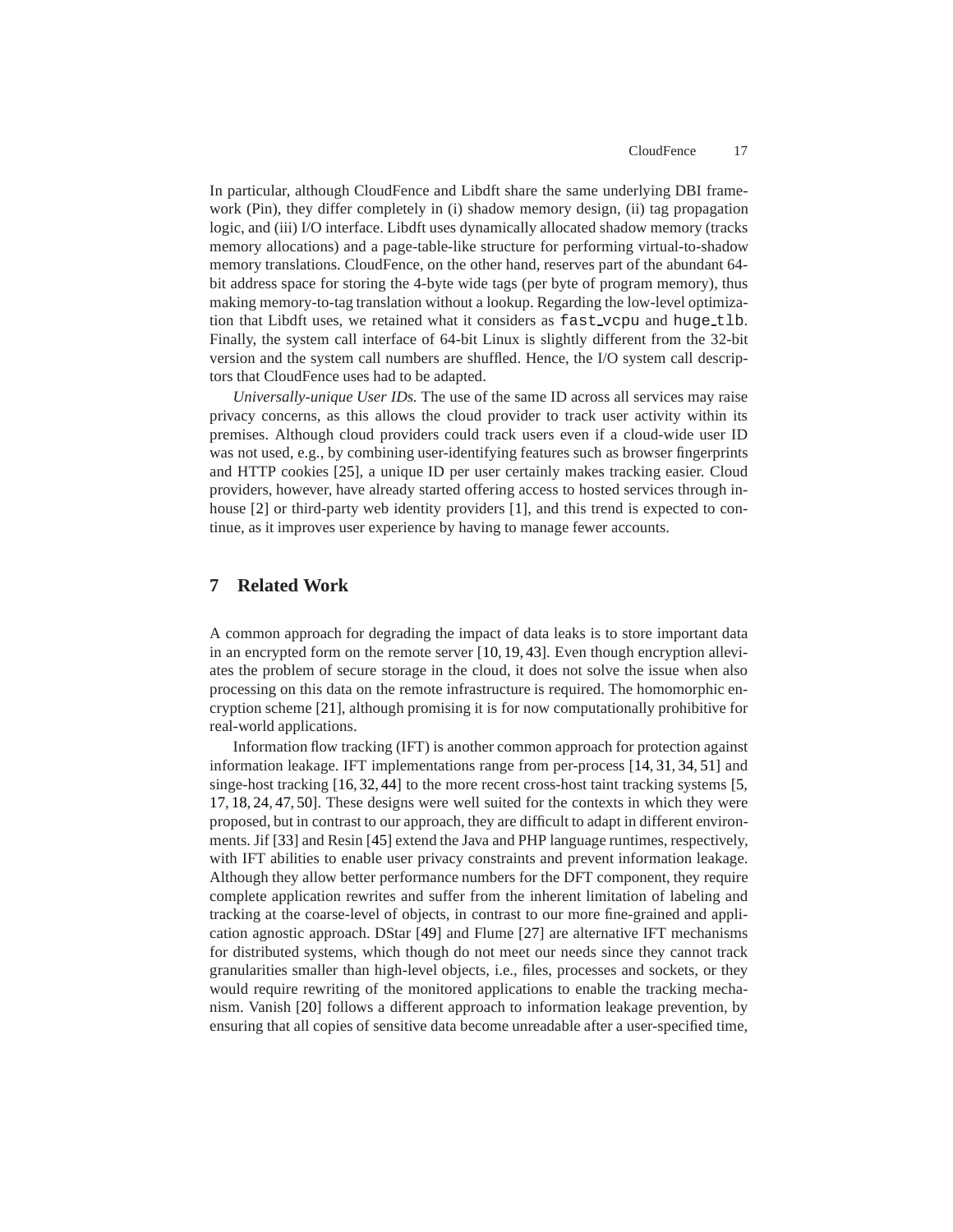In particular, although CloudFence and Libdft share the same underlying DBI framework (Pin), they differ completely in (i) shadow memory design, (ii) tag propagation logic, and (iii) I/O interface. Libdft uses dynamically allocated shadow memory (tracks memory allocations) and a page-table-like structure for performing virtual-to-shadow memory translations. CloudFence, on the other hand, reserves part of the abundant 64-bit address space for storing the 4-byte wide tags (per byte of program memory), thus making memory-to-tag translation without a lookup. Regarding the low-level optimization that Libdft uses, we retained what it considers as `fast_vcpu` and `huge_tlb`. Finally, the system call interface of 64-bit Linux is slightly different from the 32-bit version and the system call numbers are shuffled. Hence, the I/O system call descriptors that CloudFence uses had to be adapted.

*Universally-unique User IDs.* The use of the same ID across all services may raise privacy concerns, as this allows the cloud provider to track user activity within its premises. Although cloud providers could track users even if a cloud-wide user ID was not used, e.g., by combining user-identifying features such as browser fingerprints and HTTP cookies [25], a unique ID per user certainly makes tracking easier. Cloud providers, however, have already started offering access to hosted services through in-house [2] or third-party web identity providers [1], and this trend is expected to continue, as it improves user experience by having to manage fewer accounts.

## 7 Related Work

A common approach for degrading the impact of data leaks is to store important data in an encrypted form on the remote server [10, 19, 43]. Even though encryption alleviates the problem of secure storage in the cloud, it does not solve the issue when also processing on this data on the remote infrastructure is required. The homomorphic encryption scheme [21], although promising it is for now computationally prohibitive for real-world applications.

Information flow tracking (IFT) is another common approach for protection against information leakage. IFT implementations range from per-process [14, 31, 34, 51] and singe-host tracking [16, 32, 44] to the more recent cross-host taint tracking systems [5, 17, 18, 24, 47, 50]. These designs were well suited for the contexts in which they were proposed, but in contrast to our approach, they are difficult to adapt in different environments. Jif [33] and Resin [45] extend the Java and PHP language runtimes, respectively, with IFT abilities to enable user privacy constraints and prevent information leakage. Although they allow better performance numbers for the DFT component, they require complete application rewrites and suffer from the inherent limitation of labeling and tracking at the coarse-level of objects, in contrast to our more fine-grained and application agnostic approach. DStar [49] and Flume [27] are alternative IFT mechanisms for distributed systems, which though do not meet our needs since they cannot track granularities smaller than high-level objects, i.e., files, processes and sockets, or they would require rewriting of the monitored applications to enable the tracking mechanism. Vanish [20] follows a different approach to information leakage prevention, by ensuring that all copies of sensitive data become unreadable after a user-specified time,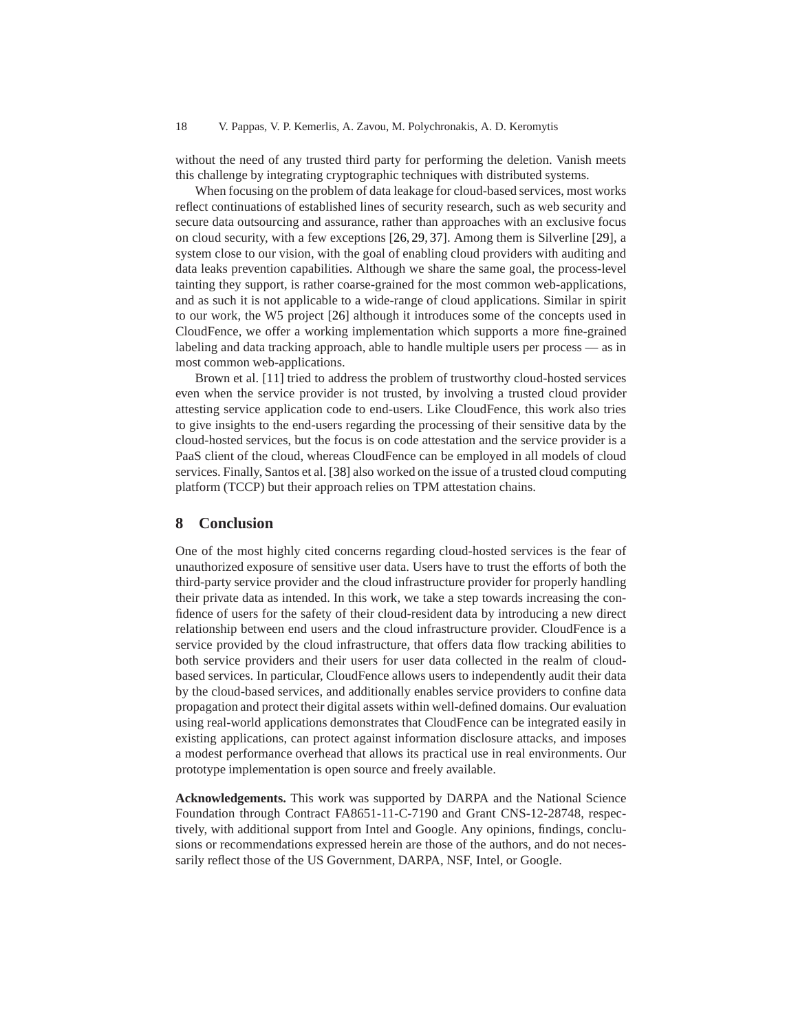without the need of any trusted third party for performing the deletion. Vanish meets this challenge by integrating cryptographic techniques with distributed systems.

When focusing on the problem of data leakage for cloud-based services, most works reflect continuations of established lines of security research, such as web security and secure data outsourcing and assurance, rather than approaches with an exclusive focus on cloud security, with a few exceptions [26, 29, 37]. Among them is Silverline [29], a system close to our vision, with the goal of enabling cloud providers with auditing and data leaks prevention capabilities. Although we share the same goal, the process-level tainting they support, is rather coarse-grained for the most common web-applications, and as such it is not applicable to a wide-range of cloud applications. Similar in spirit to our work, the W5 project [26] although it introduces some of the concepts used in CloudFence, we offer a working implementation which supports a more fine-grained labeling and data tracking approach, able to handle multiple users per process — as in most common web-applications.

Brown et al. [11] tried to address the problem of trustworthy cloud-hosted services even when the service provider is not trusted, by involving a trusted cloud provider attesting service application code to end-users. Like CloudFence, this work also tries to give insights to the end-users regarding the processing of their sensitive data by the cloud-hosted services, but the focus is on code attestation and the service provider is a PaaS client of the cloud, whereas CloudFence can be employed in all models of cloud services. Finally, Santos et al. [38] also worked on the issue of a trusted cloud computing platform (TCCP) but their approach relies on TPM attestation chains.

## 8 Conclusion

One of the most highly cited concerns regarding cloud-hosted services is the fear of unauthorized exposure of sensitive user data. Users have to trust the efforts of both the third-party service provider and the cloud infrastructure provider for properly handling their private data as intended. In this work, we take a step towards increasing the confidence of users for the safety of their cloud-resident data by introducing a new direct relationship between end users and the cloud infrastructure provider. CloudFence is a service provided by the cloud infrastructure, that offers data flow tracking abilities to both service providers and their users for user data collected in the realm of cloud-based services. In particular, CloudFence allows users to independently audit their data by the cloud-based services, and additionally enables service providers to confine data propagation and protect their digital assets within well-defined domains. Our evaluation using real-world applications demonstrates that CloudFence can be integrated easily in existing applications, can protect against information disclosure attacks, and imposes a modest performance overhead that allows its practical use in real environments. Our prototype implementation is open source and freely available.

**Acknowledgements.** This work was supported by DARPA and the National Science Foundation through Contract FA8651-11-C-7190 and Grant CNS-12-28748, respectively, with additional support from Intel and Google. Any opinions, findings, conclusions or recommendations expressed herein are those of the authors, and do not necessarily reflect those of the US Government, DARPA, NSF, Intel, or Google.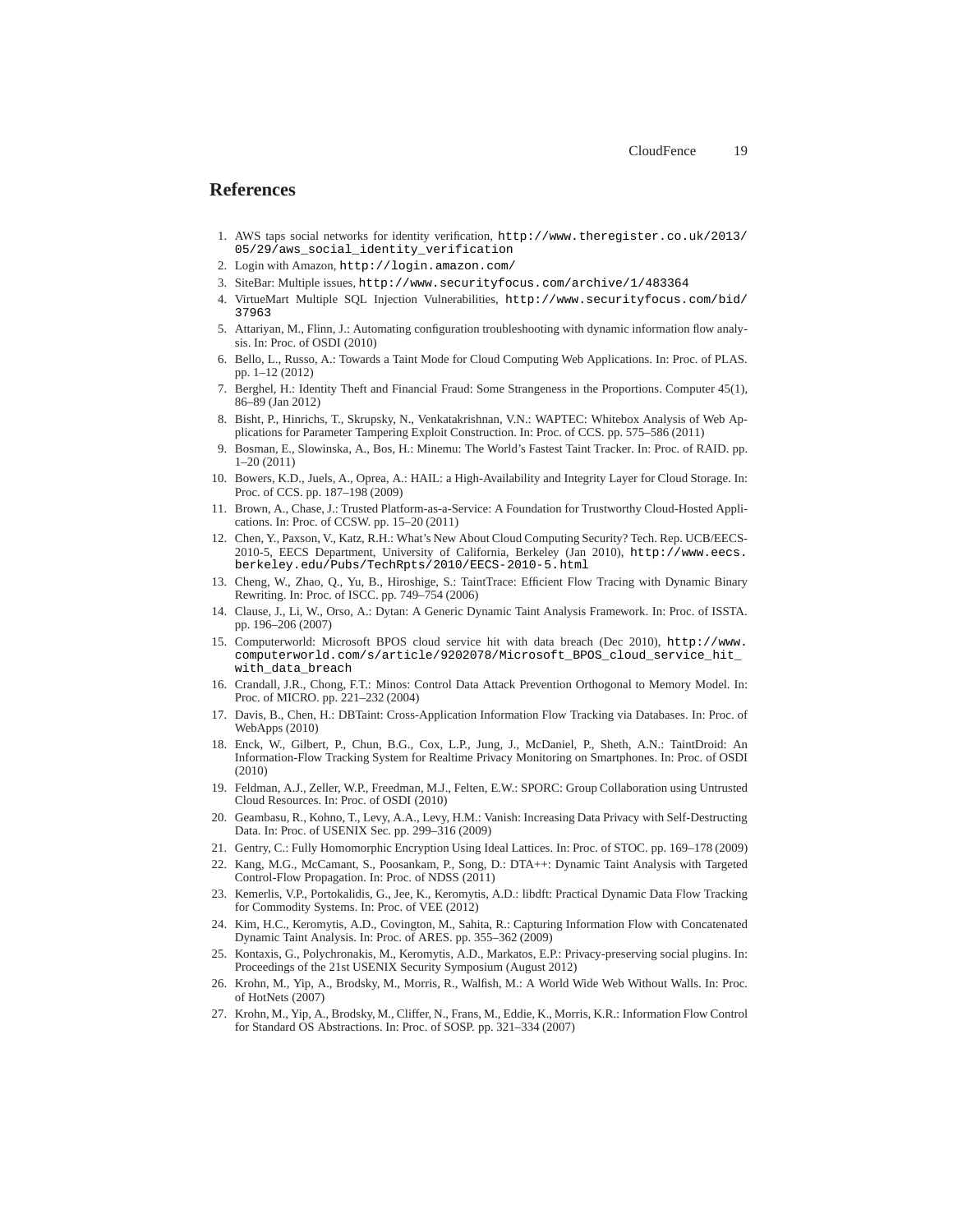# References

1. AWS taps social networks for identity verification, http://www.theregister.co.uk/2013/05/29/aws_social_identity_verification
2. Login with Amazon, http://login.amazon.com/
3. SiteBar: Multiple issues, http://www.securityfocus.com/archive/1/483364
4. VirtueMart Multiple SQL Injection Vulnerabilities, http://www.securityfocus.com/bid/37963
5. Attariyan, M., Flinn, J.: Automating configuration troubleshooting with dynamic information flow analysis. In: Proc. of OSDI (2010)
6. Bello, L., Russo, A.: Towards a Taint Mode for Cloud Computing Web Applications. In: Proc. of PLAS. pp. 1–12 (2012)
7. Berghel, H.: Identity Theft and Financial Fraud: Some Strangeness in the Proportions. Computer 45(1), 86–89 (Jan 2012)
8. Bisht, P., Hinrichs, T., Skrupsky, N., Venkatakrishnan, V.N.: WAPTEC: Whitebox Analysis of Web Applications for Parameter Tampering Exploit Construction. In: Proc. of CCS. pp. 575–586 (2011)
9. Bosman, E., Slowinska, A., Bos, H.: Minemu: The World's Fastest Taint Tracker. In: Proc. of RAID. pp. 1–20 (2011)
10. Bowers, K.D., Juels, A., Oprea, A.: HAIL: a High-Availability and Integrity Layer for Cloud Storage. In: Proc. of CCS. pp. 187–198 (2009)
11. Brown, A., Chase, J.: Trusted Platform-as-a-Service: A Foundation for Trustworthy Cloud-Hosted Applications. In: Proc. of CCSW. pp. 15–20 (2011)
12. Chen, Y., Paxson, V., Katz, R.H.: What's New About Cloud Computing Security? Tech. Rep. UCB/EECS-2010-5, EECS Department, University of California, Berkeley (Jan 2010), http://www.eecs.berkeley.edu/Pubs/TechRpts/2010/EECS-2010-5.html
13. Cheng, W., Zhao, Q., Yu, B., Hiroshige, S.: TaintTrace: Efficient Flow Tracing with Dynamic Binary Rewriting. In: Proc. of ISCC. pp. 749–754 (2006)
14. Clause, J., Li, W., Orso, A.: Dytan: A Generic Dynamic Taint Analysis Framework. In: Proc. of ISSTA. pp. 196–206 (2007)
15. Computerworld: Microsoft BPOS cloud service hit with data breach (Dec 2010), http://www.computerworld.com/s/article/9202078/Microsoft_BPOS_cloud_service_hit_with_data_breach
16. Crandall, J.R., Chong, F.T.: Minos: Control Data Attack Prevention Orthogonal to Memory Model. In: Proc. of MICRO. pp. 221–232 (2004)
17. Davis, B., Chen, H.: DBTaint: Cross-Application Information Flow Tracking via Databases. In: Proc. of WebApps (2010)
18. Enck, W., Gilbert, P., Chun, B.G., Cox, L.P., Jung, J., McDaniel, P., Sheth, A.N.: TaintDroid: An Information-Flow Tracking System for Realtime Privacy Monitoring on Smartphones. In: Proc. of OSDI (2010)
19. Feldman, A.J., Zeller, W.P., Freedman, M.J., Felten, E.W.: SPORC: Group Collaboration using Untrusted Cloud Resources. In: Proc. of OSDI (2010)
20. Geambasu, R., Kohno, T., Levy, A.A., Levy, H.M.: Vanish: Increasing Data Privacy with Self-Destructing Data. In: Proc. of USENIX Sec. pp. 299–316 (2009)
21. Gentry, C.: Fully Homomorphic Encryption Using Ideal Lattices. In: Proc. of STOC. pp. 169–178 (2009)
22. Kang, M.G., McCamant, S., Poosankam, P., Song, D.: DTA++: Dynamic Taint Analysis with Targeted Control-Flow Propagation. In: Proc. of NDSS (2011)
23. Kemerlis, V.P., Portokalidis, G., Jee, K., Keromytis, A.D.: libdft: Practical Dynamic Data Flow Tracking for Commodity Systems. In: Proc. of VEE (2012)
24. Kim, H.C., Keromytis, A.D., Covington, M., Sahita, R.: Capturing Information Flow with Concatenated Dynamic Taint Analysis. In: Proc. of ARES. pp. 355–362 (2009)
25. Kontaxis, G., Polychronakis, M., Keromytis, A.D., Markatos, E.P.: Privacy-preserving social plugins. In: Proceedings of the 21st USENIX Security Symposium (August 2012)
26. Krohn, M., Yip, A., Brodsky, M., Morris, R., Walfish, M.: A World Wide Web Without Walls. In: Proc. of HotNets (2007)
27. Krohn, M., Yip, A., Brodsky, M., Cliffer, N., Frans, M., Eddie, K., Morris, K.R.: Information Flow Control for Standard OS Abstractions. In: Proc. of SOSP. pp. 321–334 (2007)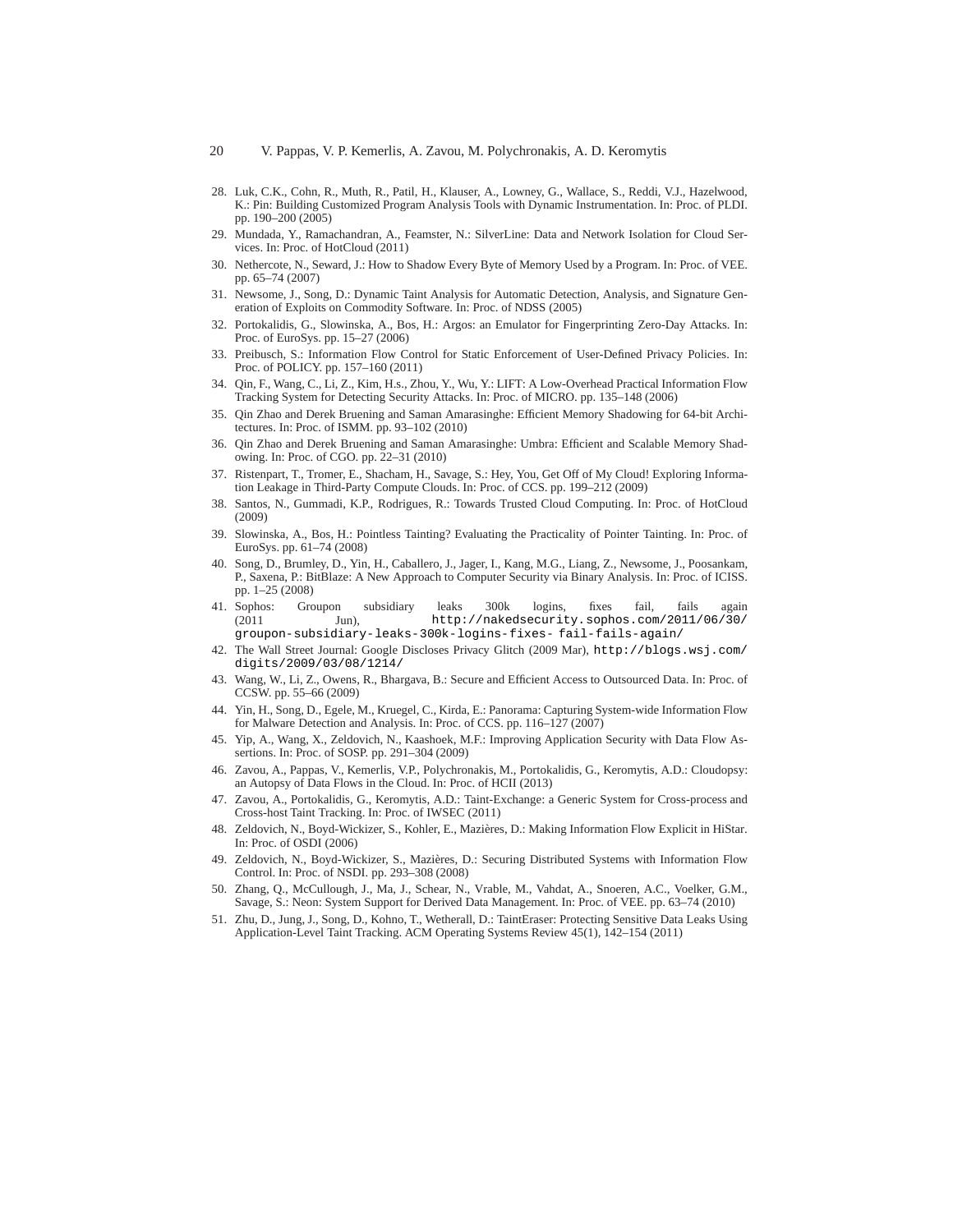28. Luk, C.K., Cohn, R., Muth, R., Patil, H., Klauser, A., Lowney, G., Wallace, S., Reddi, V.J., Hazelwood, K.: Pin: Building Customized Program Analysis Tools with Dynamic Instrumentation. In: Proc. of PLDI. pp. 190–200 (2005)
29. Mundada, Y., Ramachandran, A., Feamster, N.: SilverLine: Data and Network Isolation for Cloud Services. In: Proc. of HotCloud (2011)
30. Nethercote, N., Seward, J.: How to Shadow Every Byte of Memory Used by a Program. In: Proc. of VEE. pp. 65–74 (2007)
31. Newsome, J., Song, D.: Dynamic Taint Analysis for Automatic Detection, Analysis, and Signature Generation of Exploits on Commodity Software. In: Proc. of NDSS (2005)
32. Portokalidis, G., Slowinska, A., Bos, H.: Argos: an Emulator for Fingerprinting Zero-Day Attacks. In: Proc. of EuroSys. pp. 15–27 (2006)
33. Preibusch, S.: Information Flow Control for Static Enforcement of User-Defined Privacy Policies. In: Proc. of POLICY. pp. 157–160 (2011)
34. Qin, F., Wang, C., Li, Z., Kim, H.s., Zhou, Y., Wu, Y.: LIFT: A Low-Overhead Practical Information Flow Tracking System for Detecting Security Attacks. In: Proc. of MICRO. pp. 135–148 (2006)
35. Qin Zhao and Derek Bruening and Saman Amarasinghe: Efficient Memory Shadowing for 64-bit Architectures. In: Proc. of ISMM. pp. 93–102 (2010)
36. Qin Zhao and Derek Bruening and Saman Amarasinghe: Umbra: Efficient and Scalable Memory Shadowing. In: Proc. of CGO. pp. 22–31 (2010)
37. Ristenpart, T., Tromer, E., Shacham, H., Savage, S.: Hey, You, Get Off of My Cloud! Exploring Information Leakage in Third-Party Compute Clouds. In: Proc. of CCS. pp. 199–212 (2009)
38. Santos, N., Gummadi, K.P., Rodrigues, R.: Towards Trusted Cloud Computing. In: Proc. of HotCloud (2009)
39. Slowinska, A., Bos, H.: Pointless Tainting? Evaluating the Practicality of Pointer Tainting. In: Proc. of EuroSys. pp. 61–74 (2008)
40. Song, D., Brumley, D., Yin, H., Caballero, J., Jager, I., Kang, M.G., Liang, Z., Newsome, J., Poosankam, P., Saxena, P.: BitBlaze: A New Approach to Computer Security via Binary Analysis. In: Proc. of ICISS. pp. 1–25 (2008)
41. Sophos: Groupon subsidiary leaks 300k logins, fixes fail, fails again (2011 Jun), `http://nakedsecurity.sophos.com/2011/06/30/groupon-subsidiary-leaks-300k-logins-fixes- fail-fails-again/`
42. The Wall Street Journal: Google Discloses Privacy Glitch (2009 Mar), `http://blogs.wsj.com/digits/2009/03/08/1214/`
43. Wang, W., Li, Z., Owens, R., Bhargava, B.: Secure and Efficient Access to Outsourced Data. In: Proc. of CCSW. pp. 55–66 (2009)
44. Yin, H., Song, D., Egele, M., Kruegel, C., Kirda, E.: Panorama: Capturing System-wide Information Flow for Malware Detection and Analysis. In: Proc. of CCS. pp. 116–127 (2007)
45. Yip, A., Wang, X., Zeldovich, N., Kaashoek, M.F.: Improving Application Security with Data Flow Assertions. In: Proc. of SOSP. pp. 291–304 (2009)
46. Zavou, A., Pappas, V., Kemerlis, V.P., Polychronakis, M., Portokalidis, G., Keromytis, A.D.: Cloudopsy: an Autopsy of Data Flows in the Cloud. In: Proc. of HCII (2013)
47. Zavou, A., Portokalidis, G., Keromytis, A.D.: Taint-Exchange: a Generic System for Cross-process and Cross-host Taint Tracking. In: Proc. of IWSEC (2011)
48. Zeldovich, N., Boyd-Wickizer, S., Kohler, E., Mazières, D.: Making Information Flow Explicit in HiStar. In: Proc. of OSDI (2006)
49. Zeldovich, N., Boyd-Wickizer, S., Mazières, D.: Securing Distributed Systems with Information Flow Control. In: Proc. of NSDI. pp. 293–308 (2008)
50. Zhang, Q., McCullough, J., Ma, J., Schear, N., Vrable, M., Vahdat, A., Snoeren, A.C., Voelker, G.M., Savage, S.: Neon: System Support for Derived Data Management. In: Proc. of VEE. pp. 63–74 (2010)
51. Zhu, D., Jung, J., Song, D., Kohno, T., Wetherall, D.: TaintEraser: Protecting Sensitive Data Leaks Using Application-Level Taint Tracking. ACM Operating Systems Review 45(1), 142–154 (2011)